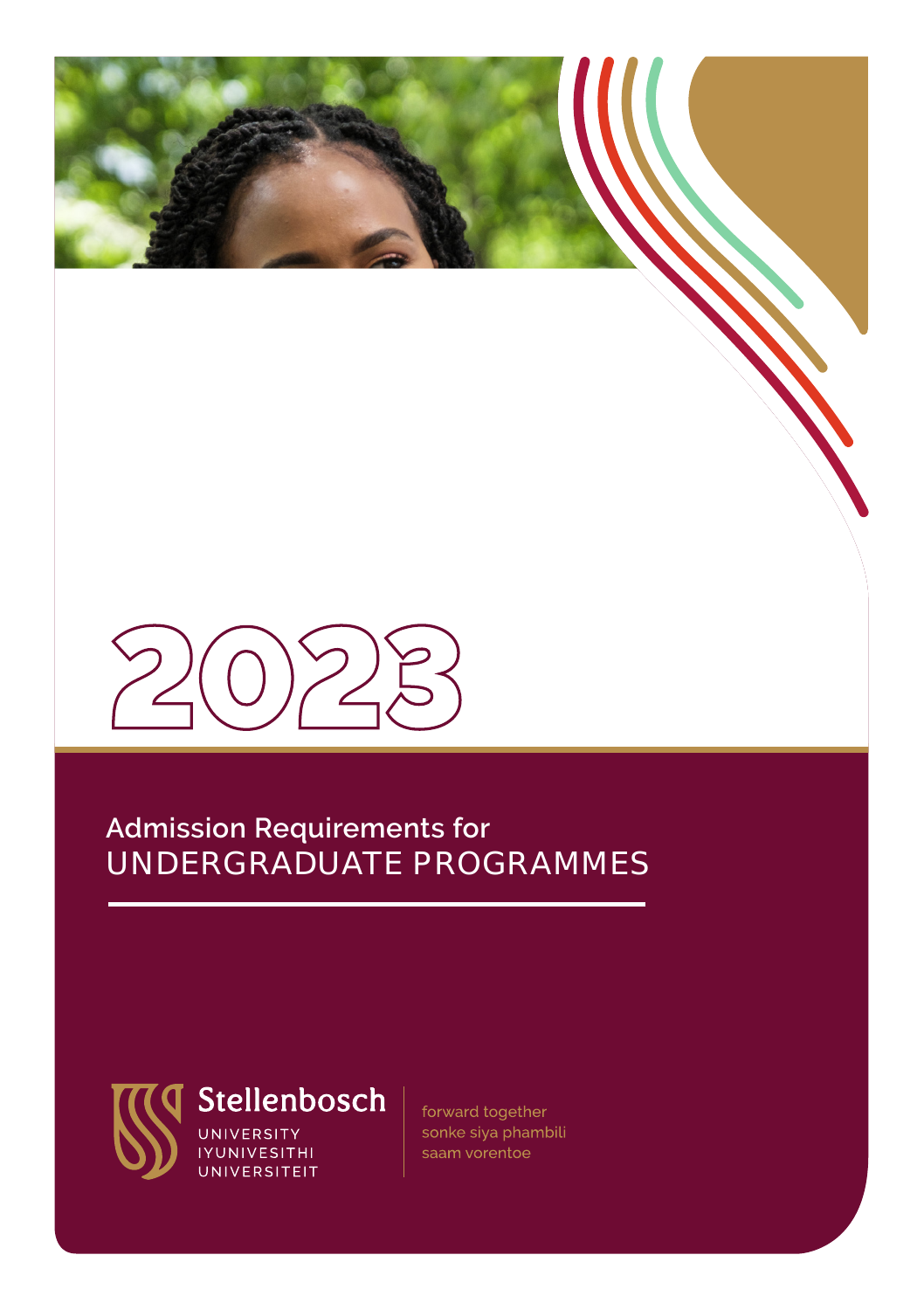# 2023

## Admission Requirements for UNDERGRADUATE PROGRAMMES

Stellenbosch
UNIVERSITY
IYUNIVESITHI
UNIVERSITEIT

forward together
sonke siya phambili
saam vorentoe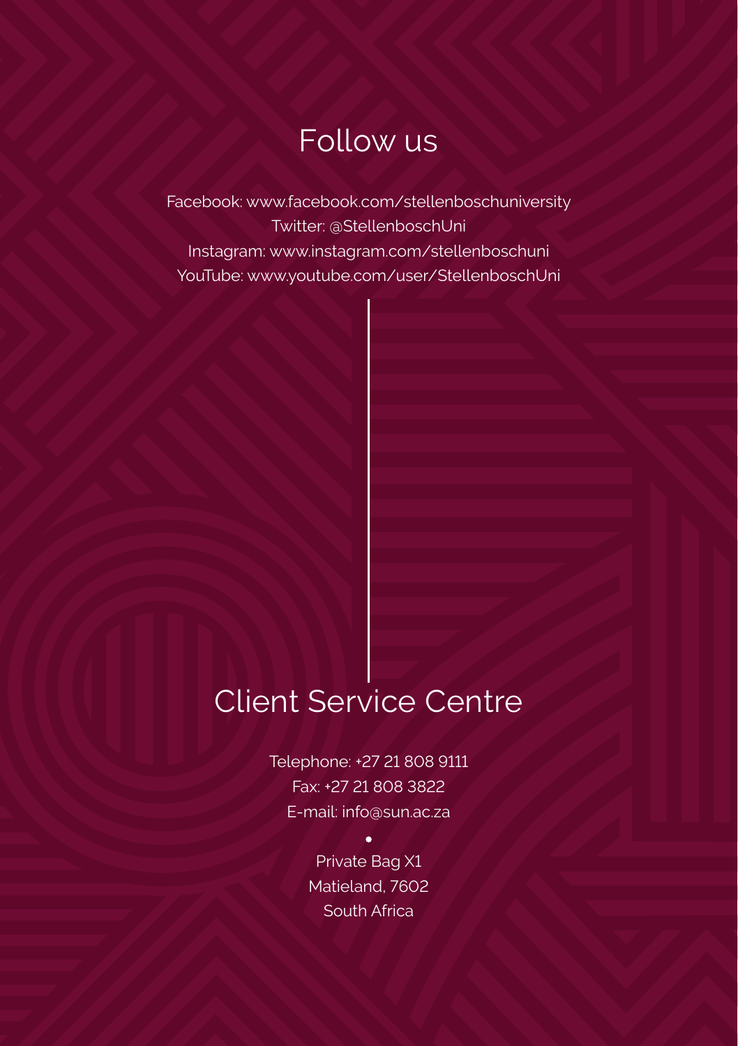## Follow us

Facebook: www.facebook.com/stellenboschuniversity
Twitter: @StellenboschUni
Instagram: www.instagram.com/stellenboschuni
YouTube: www.youtube.com/user/StellenboschUni

## Client Service Centre

Telephone: +27 21 808 9111
Fax: +27 21 808 3822
E-mail: info@sun.ac.za

•

Private Bag X1
Matieland, 7602
South Africa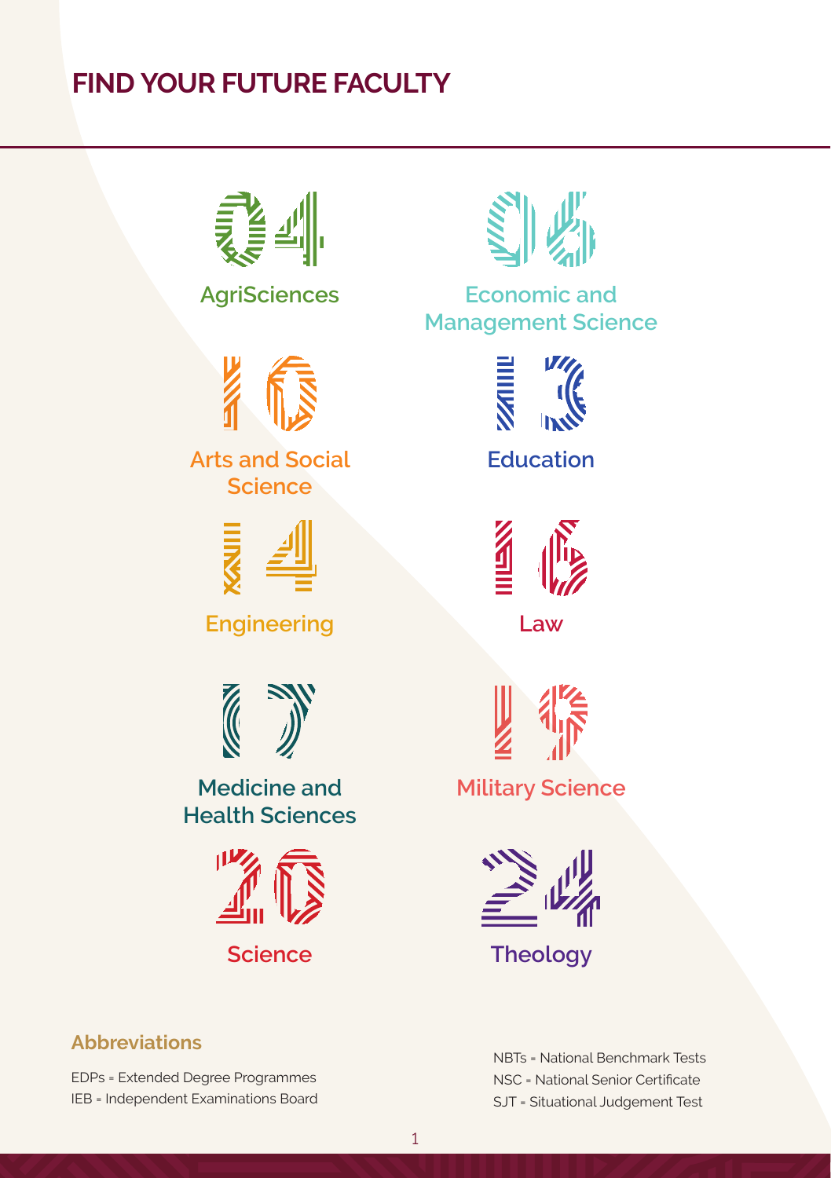# FIND YOUR FUTURE FACULTY

04 AgriSciences

06 Economic and Management Science

10 Arts and Social Science

13 Education

14 Engineering

16 Law

17 Medicine and Health Sciences

19 Military Science

20 Science

24 Theology

### Abbreviations

EDPs = Extended Degree Programmes
IEB = Independent Examinations Board
NBTs = National Benchmark Tests
NSC = National Senior Certificate
SJT = Situational Judgement Test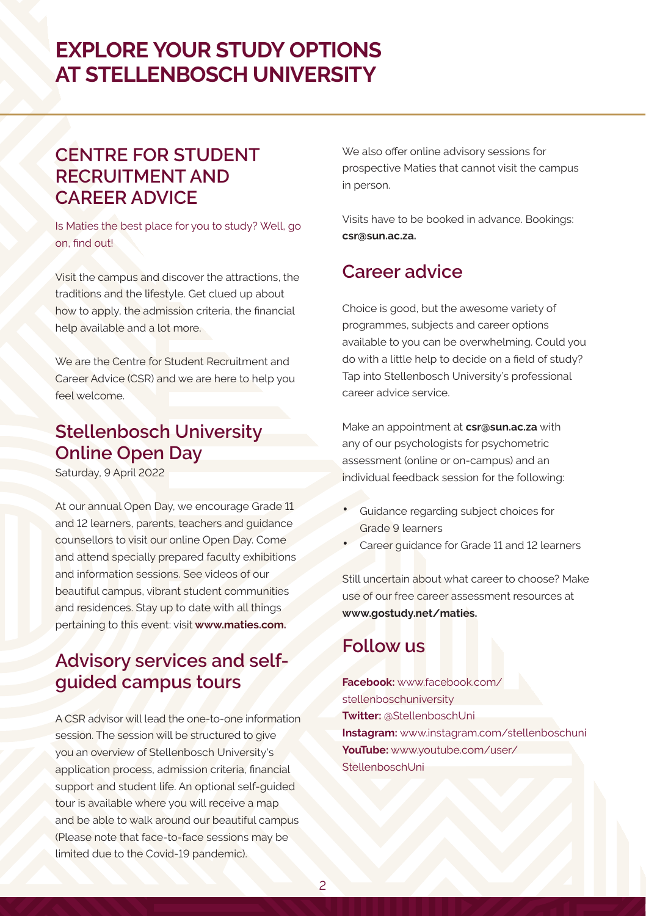# EXPLORE YOUR STUDY OPTIONS AT STELLENBOSCH UNIVERSITY

## CENTRE FOR STUDENT RECRUITMENT AND CAREER ADVICE

Is Maties the best place for you to study? Well, go on, find out!

Visit the campus and discover the attractions, the traditions and the lifestyle. Get clued up about how to apply, the admission criteria, the financial help available and a lot more.

We are the Centre for Student Recruitment and Career Advice (CSR) and we are here to help you feel welcome.

### Stellenbosch University Online Open Day

Saturday, 9 April 2022

At our annual Open Day, we encourage Grade 11 and 12 learners, parents, teachers and guidance counsellors to visit our online Open Day. Come and attend specially prepared faculty exhibitions and information sessions. See videos of our beautiful campus, vibrant student communities and residences. Stay up to date with all things pertaining to this event: visit **www.maties.com.**

### Advisory services and self-guided campus tours

A CSR advisor will lead the one-to-one information session. The session will be structured to give you an overview of Stellenbosch University's application process, admission criteria, financial support and student life. An optional self-guided tour is available where you will receive a map and be able to walk around our beautiful campus (Please note that face-to-face sessions may be limited due to the Covid-19 pandemic).

We also offer online advisory sessions for prospective Maties that cannot visit the campus in person.

Visits have to be booked in advance. Bookings: **csr@sun.ac.za.**

### Career advice

Choice is good, but the awesome variety of programmes, subjects and career options available to you can be overwhelming. Could you do with a little help to decide on a field of study? Tap into Stellenbosch University's professional career advice service.

Make an appointment at **csr@sun.ac.za** with any of our psychologists for psychometric assessment (online or on-campus) and an individual feedback session for the following:

- Guidance regarding subject choices for Grade 9 learners
- Career guidance for Grade 11 and 12 learners

Still uncertain about what career to choose? Make use of our free career assessment resources at **www.gostudy.net/maties.**

### Follow us

**Facebook:** www.facebook.com/stellenboschuniversity
**Twitter:** @StellenboschUni
**Instagram:** www.instagram.com/stellenboschuni
**YouTube:** www.youtube.com/user/StellenboschUni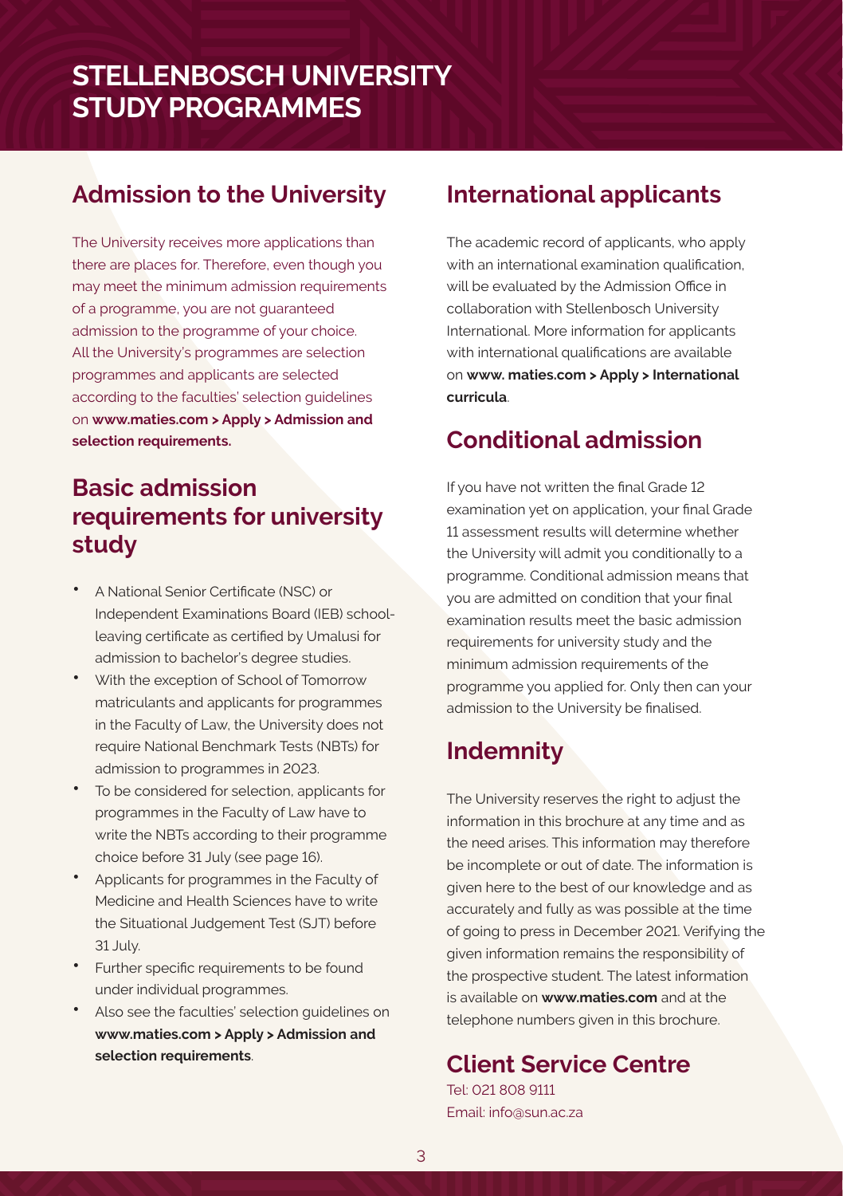# STELLENBOSCH UNIVERSITY STUDY PROGRAMMES

## Admission to the University

The University receives more applications than there are places for. Therefore, even though you may meet the minimum admission requirements of a programme, you are not guaranteed admission to the programme of your choice. All the University's programmes are selection programmes and applicants are selected according to the faculties' selection guidelines on **www.maties.com > Apply > Admission and selection requirements.**

## Basic admission requirements for university study

- A National Senior Certificate (NSC) or Independent Examinations Board (IEB) school-leaving certificate as certified by Umalusi for admission to bachelor's degree studies.
- With the exception of School of Tomorrow matriculants and applicants for programmes in the Faculty of Law, the University does not require National Benchmark Tests (NBTs) for admission to programmes in 2023.
- To be considered for selection, applicants for programmes in the Faculty of Law have to write the NBTs according to their programme choice before 31 July (see page 16).
- Applicants for programmes in the Faculty of Medicine and Health Sciences have to write the Situational Judgement Test (SJT) before 31 July.
- Further specific requirements to be found under individual programmes.
- Also see the faculties' selection guidelines on **www.maties.com > Apply > Admission and selection requirements**.

## International applicants

The academic record of applicants, who apply with an international examination qualification, will be evaluated by the Admission Office in collaboration with Stellenbosch University International. More information for applicants with international qualifications are available on **www. maties.com > Apply > International curricula**.

## Conditional admission

If you have not written the final Grade 12 examination yet on application, your final Grade 11 assessment results will determine whether the University will admit you conditionally to a programme. Conditional admission means that you are admitted on condition that your final examination results meet the basic admission requirements for university study and the minimum admission requirements of the programme you applied for. Only then can your admission to the University be finalised.

## Indemnity

The University reserves the right to adjust the information in this brochure at any time and as the need arises. This information may therefore be incomplete or out of date. The information is given here to the best of our knowledge and as accurately and fully as was possible at the time of going to press in December 2021. Verifying the given information remains the responsibility of the prospective student. The latest information is available on **www.maties.com** and at the telephone numbers given in this brochure.

## Client Service Centre

Tel: 021 808 9111  
Email: info@sun.ac.za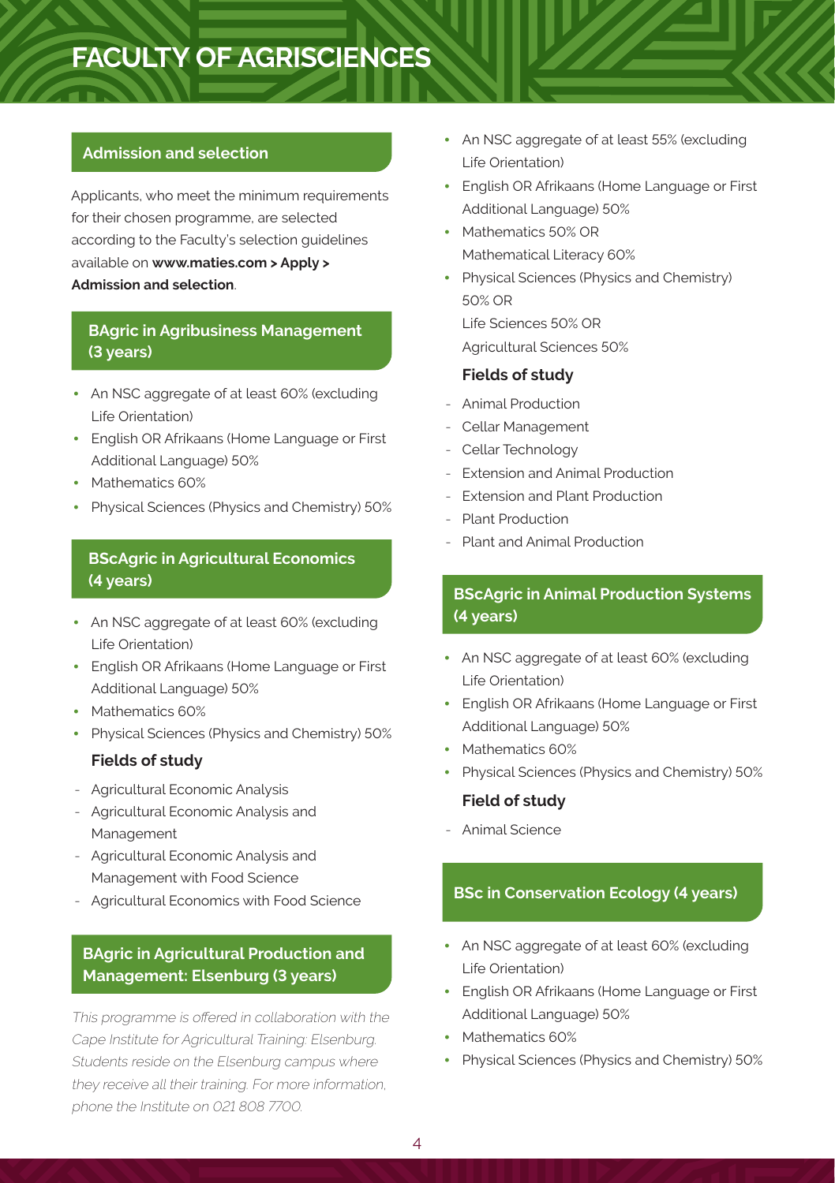# FACULTY OF AGRISCIENCES

## Admission and selection

Applicants, who meet the minimum requirements for their chosen programme, are selected according to the Faculty's selection guidelines available on **www.maties.com > Apply > Admission and selection**.

## BAgric in Agribusiness Management (3 years)

- An NSC aggregate of at least 60% (excluding Life Orientation)
- English OR Afrikaans (Home Language or First Additional Language) 50%
- Mathematics 60%
- Physical Sciences (Physics and Chemistry) 50%

## BScAgric in Agricultural Economics (4 years)

- An NSC aggregate of at least 60% (excluding Life Orientation)
- English OR Afrikaans (Home Language or First Additional Language) 50%
- Mathematics 60%
- Physical Sciences (Physics and Chemistry) 50%

### Fields of study

- Agricultural Economic Analysis
- Agricultural Economic Analysis and Management
- Agricultural Economic Analysis and Management with Food Science
- Agricultural Economics with Food Science

## BAgric in Agricultural Production and Management: Elsenburg (3 years)

*This programme is offered in collaboration with the Cape Institute for Agricultural Training: Elsenburg. Students reside on the Elsenburg campus where they receive all their training. For more information, phone the Institute on 021 808 7700.*

- An NSC aggregate of at least 55% (excluding Life Orientation)
- English OR Afrikaans (Home Language or First Additional Language) 50%
- Mathematics 50% OR Mathematical Literacy 60%
- Physical Sciences (Physics and Chemistry) 50% OR Life Sciences 50% OR Agricultural Sciences 50%

### Fields of study

- Animal Production
- Cellar Management
- Cellar Technology
- Extension and Animal Production
- Extension and Plant Production
- Plant Production
- Plant and Animal Production

## BScAgric in Animal Production Systems (4 years)

- An NSC aggregate of at least 60% (excluding Life Orientation)
- English OR Afrikaans (Home Language or First Additional Language) 50%
- Mathematics 60%
- Physical Sciences (Physics and Chemistry) 50%

### Field of study

- Animal Science

## BSc in Conservation Ecology (4 years)

- An NSC aggregate of at least 60% (excluding Life Orientation)
- English OR Afrikaans (Home Language or First Additional Language) 50%
- Mathematics 60%
- Physical Sciences (Physics and Chemistry) 50%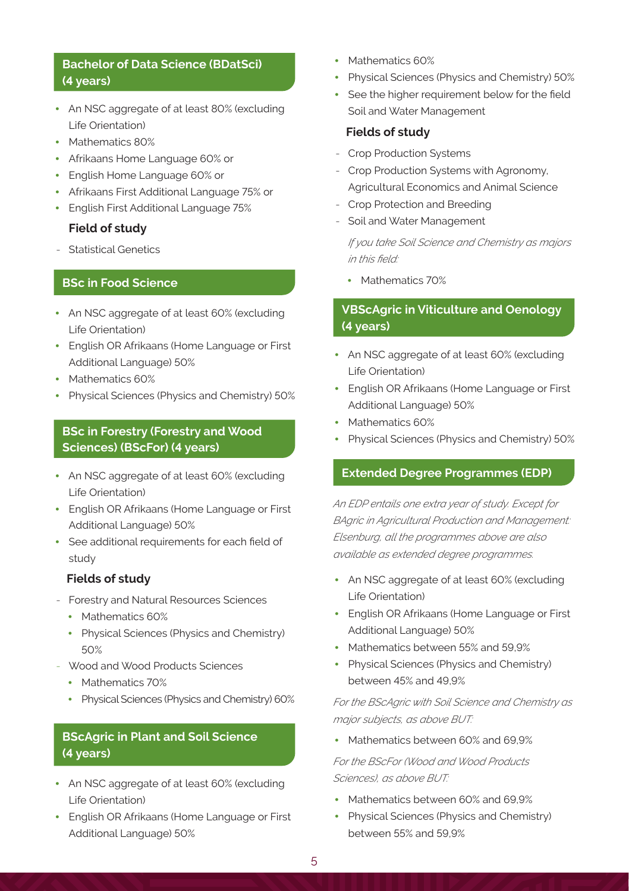## Bachelor of Data Science (BDatSci) (4 years)

- An NSC aggregate of at least 80% (excluding Life Orientation)
- Mathematics 80%
- Afrikaans Home Language 60% or
- English Home Language 60% or
- Afrikaans First Additional Language 75% or
- English First Additional Language 75%

### Field of study

- Statistical Genetics

## BSc in Food Science

- An NSC aggregate of at least 60% (excluding Life Orientation)
- English OR Afrikaans (Home Language or First Additional Language) 50%
- Mathematics 60%
- Physical Sciences (Physics and Chemistry) 50%

## BSc in Forestry (Forestry and Wood Sciences) (BScFor) (4 years)

- An NSC aggregate of at least 60% (excluding Life Orientation)
- English OR Afrikaans (Home Language or First Additional Language) 50%
- See additional requirements for each field of study

### Fields of study

- Forestry and Natural Resources Sciences
  - Mathematics 60%
  - Physical Sciences (Physics and Chemistry) 50%
- Wood and Wood Products Sciences
  - Mathematics 70%
  - Physical Sciences (Physics and Chemistry) 60%

## BScAgric in Plant and Soil Science (4 years)

- An NSC aggregate of at least 60% (excluding Life Orientation)
- English OR Afrikaans (Home Language or First Additional Language) 50%
- Mathematics 60%
- Physical Sciences (Physics and Chemistry) 50%
- See the higher requirement below for the field Soil and Water Management

### Fields of study

- Crop Production Systems
- Crop Production Systems with Agronomy, Agricultural Economics and Animal Science
- Crop Protection and Breeding
- Soil and Water Management

  *If you take Soil Science and Chemistry as majors in this field:*

  - Mathematics 70%

## VBScAgric in Viticulture and Oenology (4 years)

- An NSC aggregate of at least 60% (excluding Life Orientation)
- English OR Afrikaans (Home Language or First Additional Language) 50%
- Mathematics 60%
- Physical Sciences (Physics and Chemistry) 50%

## Extended Degree Programmes (EDP)

*An EDP entails one extra year of study. Except for BAgric in Agricultural Production and Management: Elsenburg, all the programmes above are also available as extended degree programmes.*

- An NSC aggregate of at least 60% (excluding Life Orientation)
- English OR Afrikaans (Home Language or First Additional Language) 50%
- Mathematics between 55% and 59,9%
- Physical Sciences (Physics and Chemistry) between 45% and 49,9%

*For the BScAgric with Soil Science and Chemistry as major subjects, as above BUT:*

- Mathematics between 60% and 69,9%

*For the BScFor (Wood and Wood Products Sciences), as above BUT:*

- Mathematics between 60% and 69,9%
- Physical Sciences (Physics and Chemistry) between 55% and 59,9%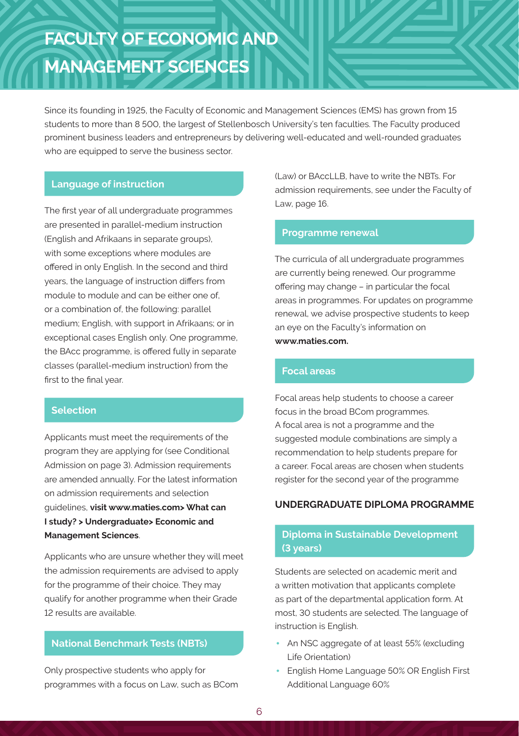# FACULTY OF ECONOMIC AND MANAGEMENT SCIENCES

Since its founding in 1925, the Faculty of Economic and Management Sciences (EMS) has grown from 15 students to more than 8 500, the largest of Stellenbosch University's ten faculties. The Faculty produced prominent business leaders and entrepreneurs by delivering well-educated and well-rounded graduates who are equipped to serve the business sector.

## Language of instruction

The first year of all undergraduate programmes are presented in parallel-medium instruction (English and Afrikaans in separate groups), with some exceptions where modules are offered in only English. In the second and third years, the language of instruction differs from module to module and can be either one of, or a combination of, the following: parallel medium; English, with support in Afrikaans; or in exceptional cases English only. One programme, the BAcc programme, is offered fully in separate classes (parallel-medium instruction) from the first to the final year.

## Selection

Applicants must meet the requirements of the program they are applying for (see Conditional Admission on page 3). Admission requirements are amended annually. For the latest information on admission requirements and selection guidelines, **visit www.maties.com> What can I study? > Undergraduate> Economic and Management Sciences**.

Applicants who are unsure whether they will meet the admission requirements are advised to apply for the programme of their choice. They may qualify for another programme when their Grade 12 results are available.

## National Benchmark Tests (NBTs)

Only prospective students who apply for programmes with a focus on Law, such as BCom (Law) or BAccLLB, have to write the NBTs. For admission requirements, see under the Faculty of Law, page 16.

## Programme renewal

The curricula of all undergraduate programmes are currently being renewed. Our programme offering may change – in particular the focal areas in programmes. For updates on programme renewal, we advise prospective students to keep an eye on the Faculty's information on **www.maties.com.**

## Focal areas

Focal areas help students to choose a career focus in the broad BCom programmes. A focal area is not a programme and the suggested module combinations are simply a recommendation to help students prepare for a career. Focal areas are chosen when students register for the second year of the programme

## UNDERGRADUATE DIPLOMA PROGRAMME

### Diploma in Sustainable Development (3 years)

Students are selected on academic merit and a written motivation that applicants complete as part of the departmental application form. At most, 30 students are selected. The language of instruction is English.

- An NSC aggregate of at least 55% (excluding Life Orientation)
- English Home Language 50% OR English First Additional Language 60%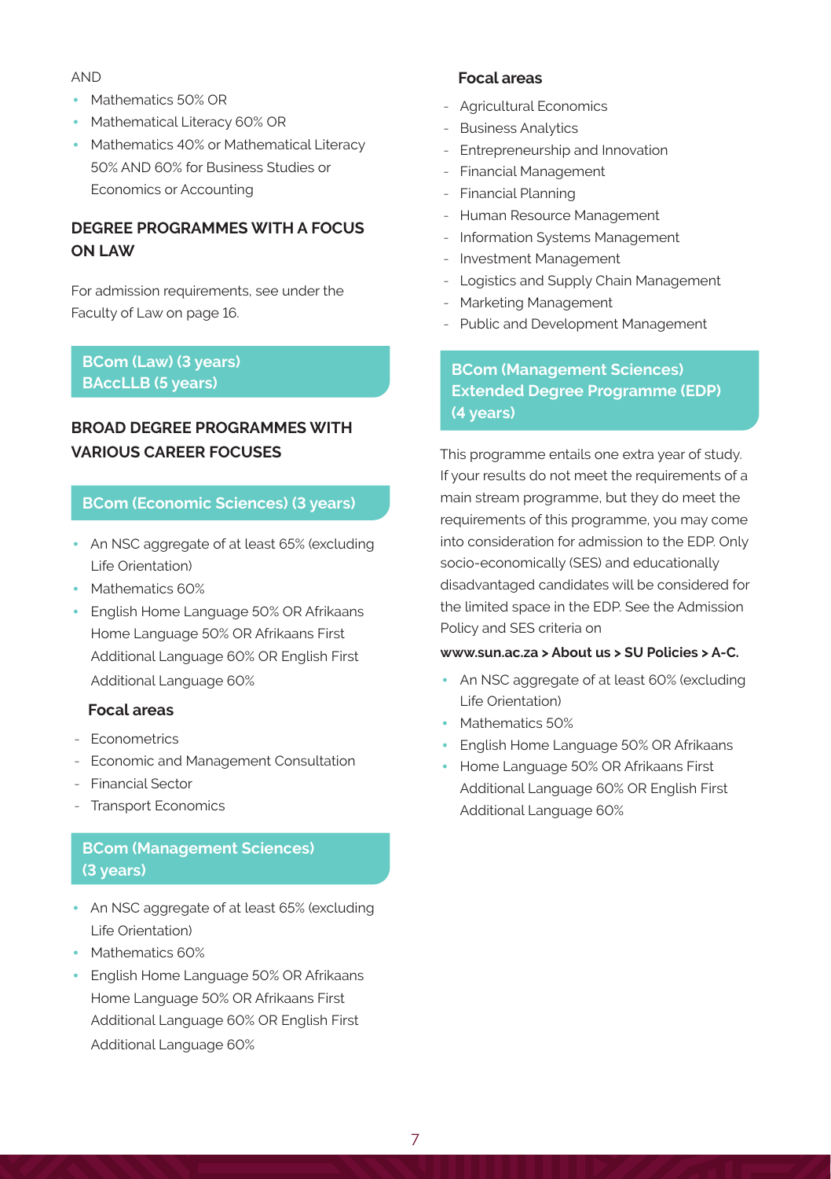AND

- Mathematics 50% OR
- Mathematical Literacy 60% OR
- Mathematics 40% or Mathematical Literacy 50% AND 60% for Business Studies or Economics or Accounting

## DEGREE PROGRAMMES WITH A FOCUS ON LAW

For admission requirements, see under the Faculty of Law on page 16.

### BCom (Law) (3 years)
### BAccLLB (5 years)

## BROAD DEGREE PROGRAMMES WITH VARIOUS CAREER FOCUSES

### BCom (Economic Sciences) (3 years)

- An NSC aggregate of at least 65% (excluding Life Orientation)
- Mathematics 60%
- English Home Language 50% OR Afrikaans Home Language 50% OR Afrikaans First Additional Language 60% OR English First Additional Language 60%

**Focal areas**

- Econometrics
- Economic and Management Consultation
- Financial Sector
- Transport Economics

### BCom (Management Sciences) (3 years)

- An NSC aggregate of at least 65% (excluding Life Orientation)
- Mathematics 60%
- English Home Language 50% OR Afrikaans Home Language 50% OR Afrikaans First Additional Language 60% OR English First Additional Language 60%

**Focal areas**

- Agricultural Economics
- Business Analytics
- Entrepreneurship and Innovation
- Financial Management
- Financial Planning
- Human Resource Management
- Information Systems Management
- Investment Management
- Logistics and Supply Chain Management
- Marketing Management
- Public and Development Management

### BCom (Management Sciences) Extended Degree Programme (EDP) (4 years)

This programme entails one extra year of study. If your results do not meet the requirements of a main stream programme, but they do meet the requirements of this programme, you may come into consideration for admission to the EDP. Only socio-economically (SES) and educationally disadvantaged candidates will be considered for the limited space in the EDP. See the Admission Policy and SES criteria on

**www.sun.ac.za > About us > SU Policies > A-C.**

- An NSC aggregate of at least 60% (excluding Life Orientation)
- Mathematics 50%
- English Home Language 50% OR Afrikaans
- Home Language 50% OR Afrikaans First Additional Language 60% OR English First Additional Language 60%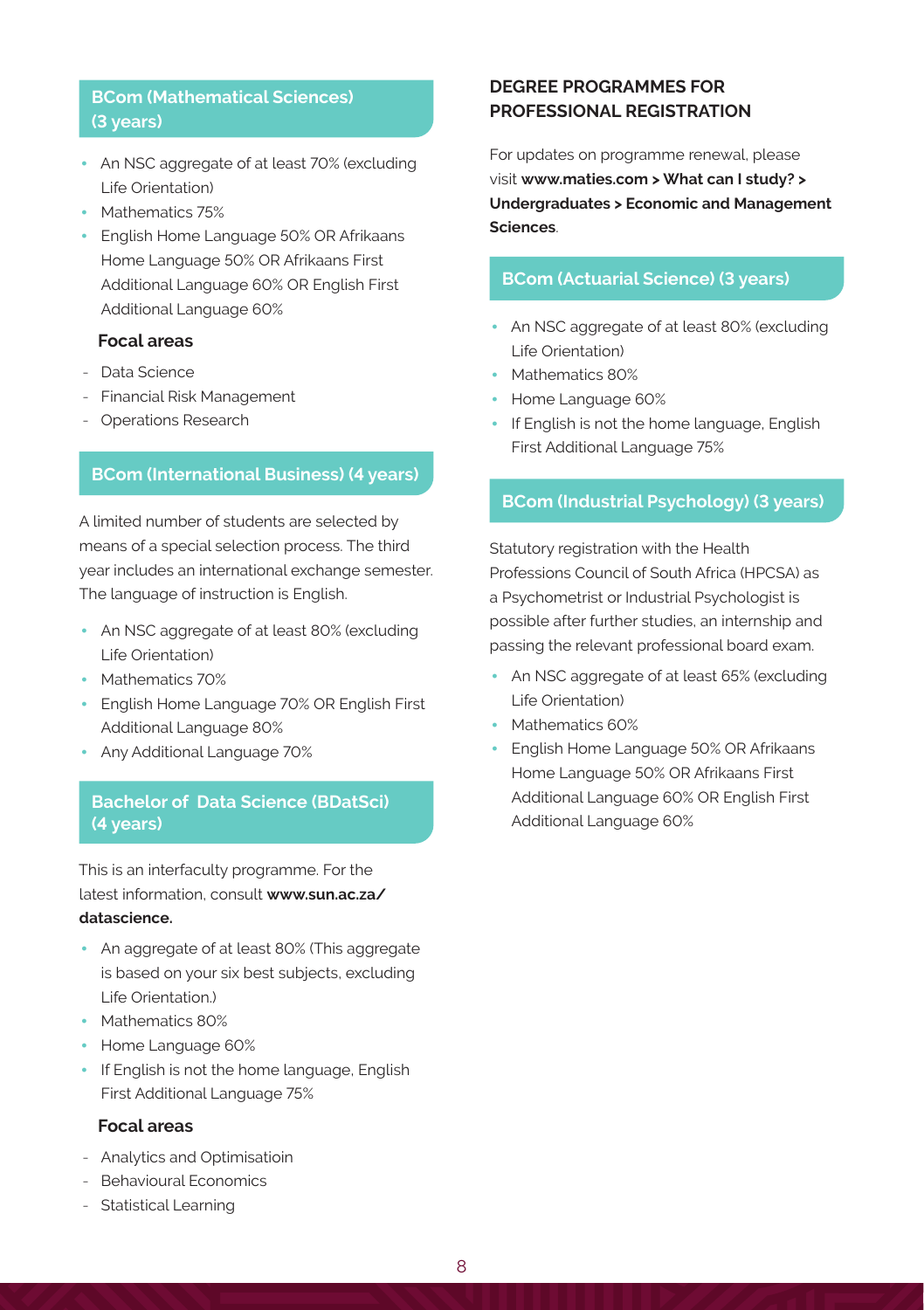## BCom (Mathematical Sciences) (3 years)

- An NSC aggregate of at least 70% (excluding Life Orientation)
- Mathematics 75%
- English Home Language 50% OR Afrikaans Home Language 50% OR Afrikaans First Additional Language 60% OR English First Additional Language 60%

### Focal areas

- Data Science
- Financial Risk Management
- Operations Research

## BCom (International Business) (4 years)

A limited number of students are selected by means of a special selection process. The third year includes an international exchange semester. The language of instruction is English.

- An NSC aggregate of at least 80% (excluding Life Orientation)
- Mathematics 70%
- English Home Language 70% OR English First Additional Language 80%
- Any Additional Language 70%

## Bachelor of Data Science (BDatSci) (4 years)

This is an interfaculty programme. For the latest information, consult **www.sun.ac.za/datascience.**

- An aggregate of at least 80% (This aggregate is based on your six best subjects, excluding Life Orientation.)
- Mathematics 80%
- Home Language 60%
- If English is not the home language, English First Additional Language 75%

### Focal areas

- Analytics and Optimisatioin
- Behavioural Economics
- Statistical Learning

## DEGREE PROGRAMMES FOR PROFESSIONAL REGISTRATION

For updates on programme renewal, please visit **www.maties.com > What can I study? > Undergraduates > Economic and Management Sciences**.

## BCom (Actuarial Science) (3 years)

- An NSC aggregate of at least 80% (excluding Life Orientation)
- Mathematics 80%
- Home Language 60%
- If English is not the home language, English First Additional Language 75%

## BCom (Industrial Psychology) (3 years)

Statutory registration with the Health Professions Council of South Africa (HPCSA) as a Psychometrist or Industrial Psychologist is possible after further studies, an internship and passing the relevant professional board exam.

- An NSC aggregate of at least 65% (excluding Life Orientation)
- Mathematics 60%
- English Home Language 50% OR Afrikaans Home Language 50% OR Afrikaans First Additional Language 60% OR English First Additional Language 60%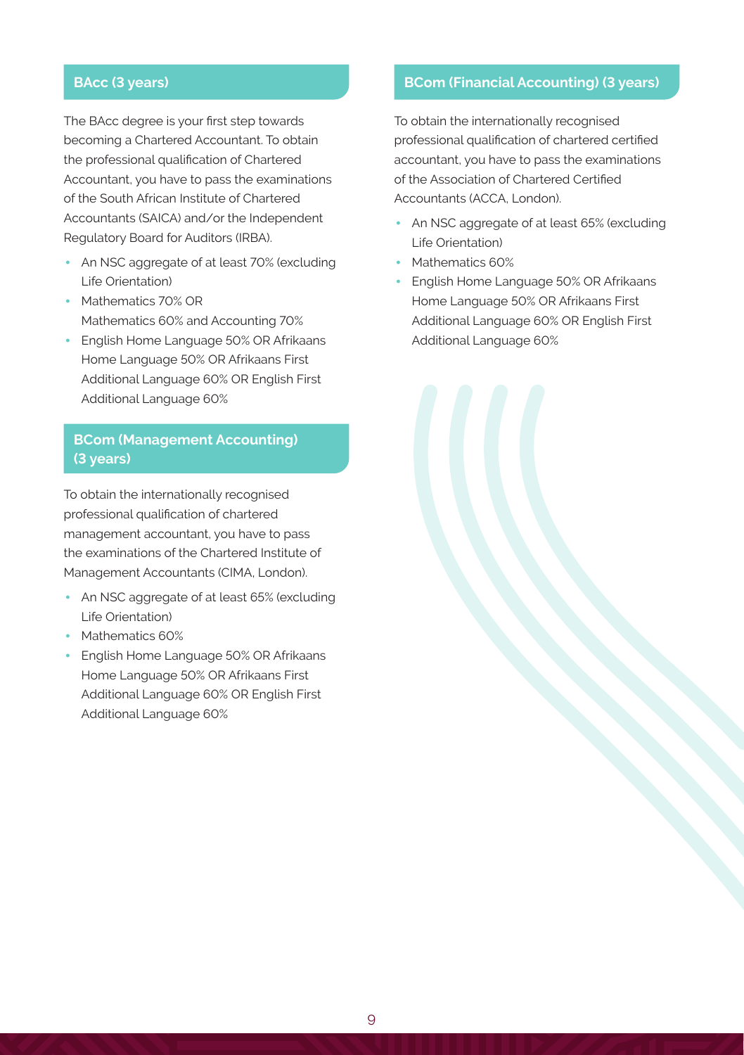## BAcc (3 years)

The BAcc degree is your first step towards becoming a Chartered Accountant. To obtain the professional qualification of Chartered Accountant, you have to pass the examinations of the South African Institute of Chartered Accountants (SAICA) and/or the Independent Regulatory Board for Auditors (IRBA).

- An NSC aggregate of at least 70% (excluding Life Orientation)
- Mathematics 70% OR
  Mathematics 60% and Accounting 70%
- English Home Language 50% OR Afrikaans Home Language 50% OR Afrikaans First Additional Language 60% OR English First Additional Language 60%

## BCom (Management Accounting) (3 years)

To obtain the internationally recognised professional qualification of chartered management accountant, you have to pass the examinations of the Chartered Institute of Management Accountants (CIMA, London).

- An NSC aggregate of at least 65% (excluding Life Orientation)
- Mathematics 60%
- English Home Language 50% OR Afrikaans Home Language 50% OR Afrikaans First Additional Language 60% OR English First Additional Language 60%

## BCom (Financial Accounting) (3 years)

To obtain the internationally recognised professional qualification of chartered certified accountant, you have to pass the examinations of the Association of Chartered Certified Accountants (ACCA, London).

- An NSC aggregate of at least 65% (excluding Life Orientation)
- Mathematics 60%
- English Home Language 50% OR Afrikaans Home Language 50% OR Afrikaans First Additional Language 60% OR English First Additional Language 60%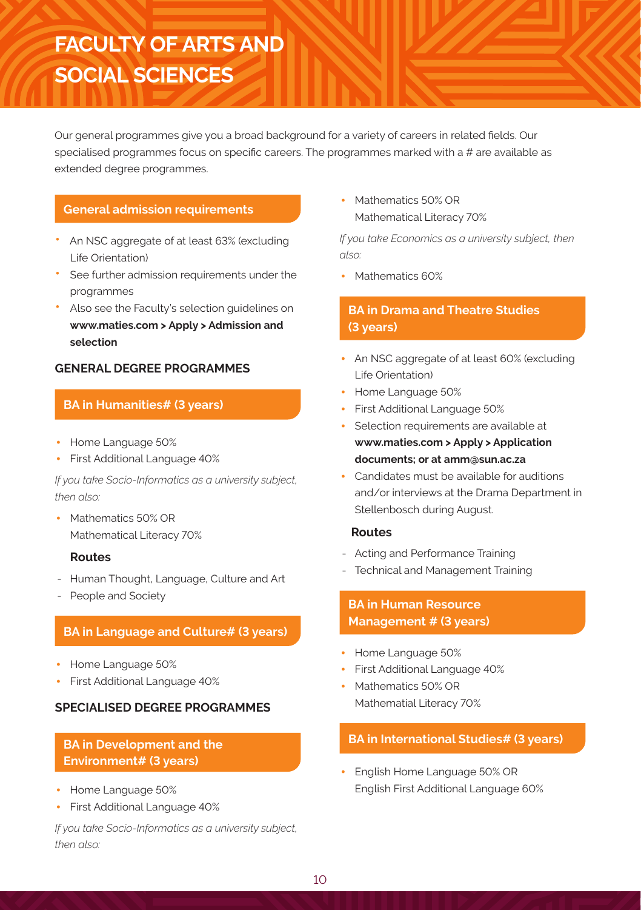# FACULTY OF ARTS AND SOCIAL SCIENCES

Our general programmes give you a broad background for a variety of careers in related fields. Our specialised programmes focus on specific careers. The programmes marked with a # are available as extended degree programmes.

### General admission requirements

- An NSC aggregate of at least 63% (excluding Life Orientation)
- See further admission requirements under the programmes
- Also see the Faculty's selection guidelines on **www.maties.com > Apply > Admission and selection**

## GENERAL DEGREE PROGRAMMES

### BA in Humanities# (3 years)

- Home Language 50%
- First Additional Language 40%

*If you take Socio-Informatics as a university subject, then also:*

- Mathematics 50% OR Mathematical Literacy 70%

**Routes**

- Human Thought, Language, Culture and Art
- People and Society

### BA in Language and Culture# (3 years)

- Home Language 50%
- First Additional Language 40%

## SPECIALISED DEGREE PROGRAMMES

### BA in Development and the Environment# (3 years)

- Home Language 50%
- First Additional Language 40%

*If you take Socio-Informatics as a university subject, then also:*

- Mathematics 50% OR Mathematical Literacy 70%

*If you take Economics as a university subject, then also:*

- Mathematics 60%

### BA in Drama and Theatre Studies (3 years)

- An NSC aggregate of at least 60% (excluding Life Orientation)
- Home Language 50%
- First Additional Language 50%
- Selection requirements are available at **www.maties.com > Apply > Application documents; or at amm@sun.ac.za**
- Candidates must be available for auditions and/or interviews at the Drama Department in Stellenbosch during August.

**Routes**

- Acting and Performance Training
- Technical and Management Training

### BA in Human Resource Management # (3 years)

- Home Language 50%
- First Additional Language 40%
- Mathematics 50% OR Mathematial Literacy 70%

### BA in International Studies# (3 years)

- English Home Language 50% OR English First Additional Language 60%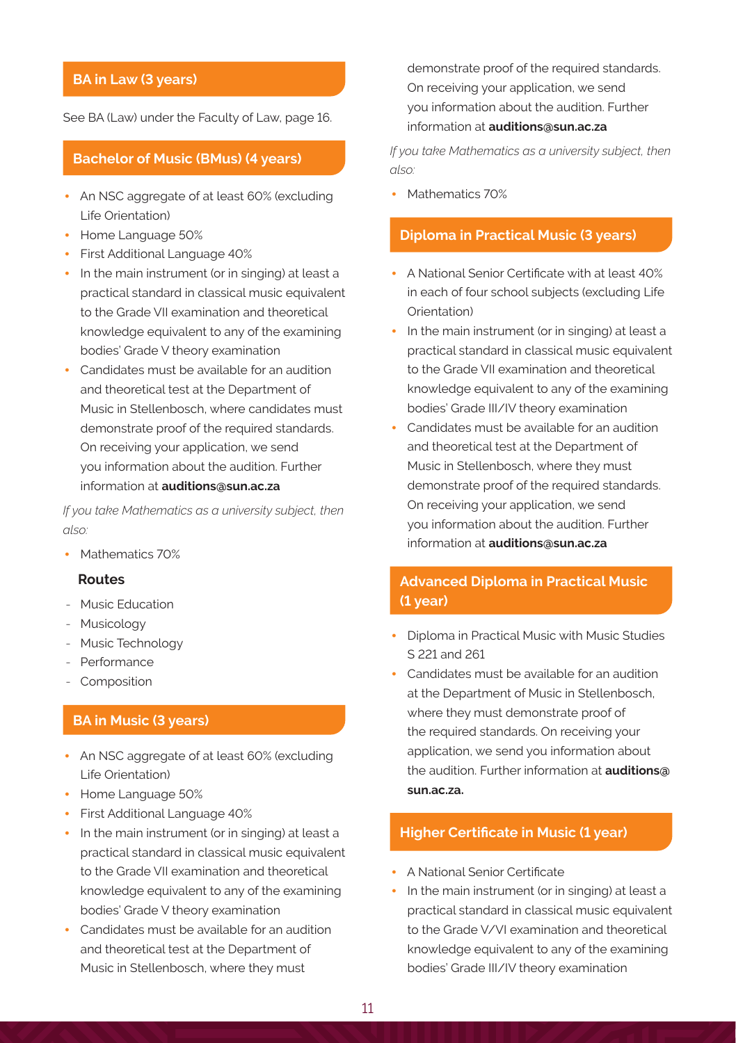## BA in Law (3 years)

See BA (Law) under the Faculty of Law, page 16.

## Bachelor of Music (BMus) (4 years)

- An NSC aggregate of at least 60% (excluding Life Orientation)
- Home Language 50%
- First Additional Language 40%
- In the main instrument (or in singing) at least a practical standard in classical music equivalent to the Grade VII examination and theoretical knowledge equivalent to any of the examining bodies' Grade V theory examination
- Candidates must be available for an audition and theoretical test at the Department of Music in Stellenbosch, where candidates must demonstrate proof of the required standards. On receiving your application, we send you information about the audition. Further information at **auditions@sun.ac.za**

*If you take Mathematics as a university subject, then also:*

- Mathematics 70%

**Routes**

- Music Education
- Musicology
- Music Technology
- Performance
- Composition

## BA in Music (3 years)

- An NSC aggregate of at least 60% (excluding Life Orientation)
- Home Language 50%
- First Additional Language 40%
- In the main instrument (or in singing) at least a practical standard in classical music equivalent to the Grade VII examination and theoretical knowledge equivalent to any of the examining bodies' Grade V theory examination
- Candidates must be available for an audition and theoretical test at the Department of Music in Stellenbosch, where they must demonstrate proof of the required standards. On receiving your application, we send you information about the audition. Further information at **auditions@sun.ac.za**

*If you take Mathematics as a university subject, then also:*

- Mathematics 70%

## Diploma in Practical Music (3 years)

- A National Senior Certificate with at least 40% in each of four school subjects (excluding Life Orientation)
- In the main instrument (or in singing) at least a practical standard in classical music equivalent to the Grade VII examination and theoretical knowledge equivalent to any of the examining bodies' Grade III/IV theory examination
- Candidates must be available for an audition and theoretical test at the Department of Music in Stellenbosch, where they must demonstrate proof of the required standards. On receiving your application, we send you information about the audition. Further information at **auditions@sun.ac.za**

## Advanced Diploma in Practical Music (1 year)

- Diploma in Practical Music with Music Studies S 221 and 261
- Candidates must be available for an audition at the Department of Music in Stellenbosch, where they must demonstrate proof of the required standards. On receiving your application, we send you information about the audition. Further information at **auditions@sun.ac.za.**

## Higher Certificate in Music (1 year)

- A National Senior Certificate
- In the main instrument (or in singing) at least a practical standard in classical music equivalent to the Grade V/VI examination and theoretical knowledge equivalent to any of the examining bodies' Grade III/IV theory examination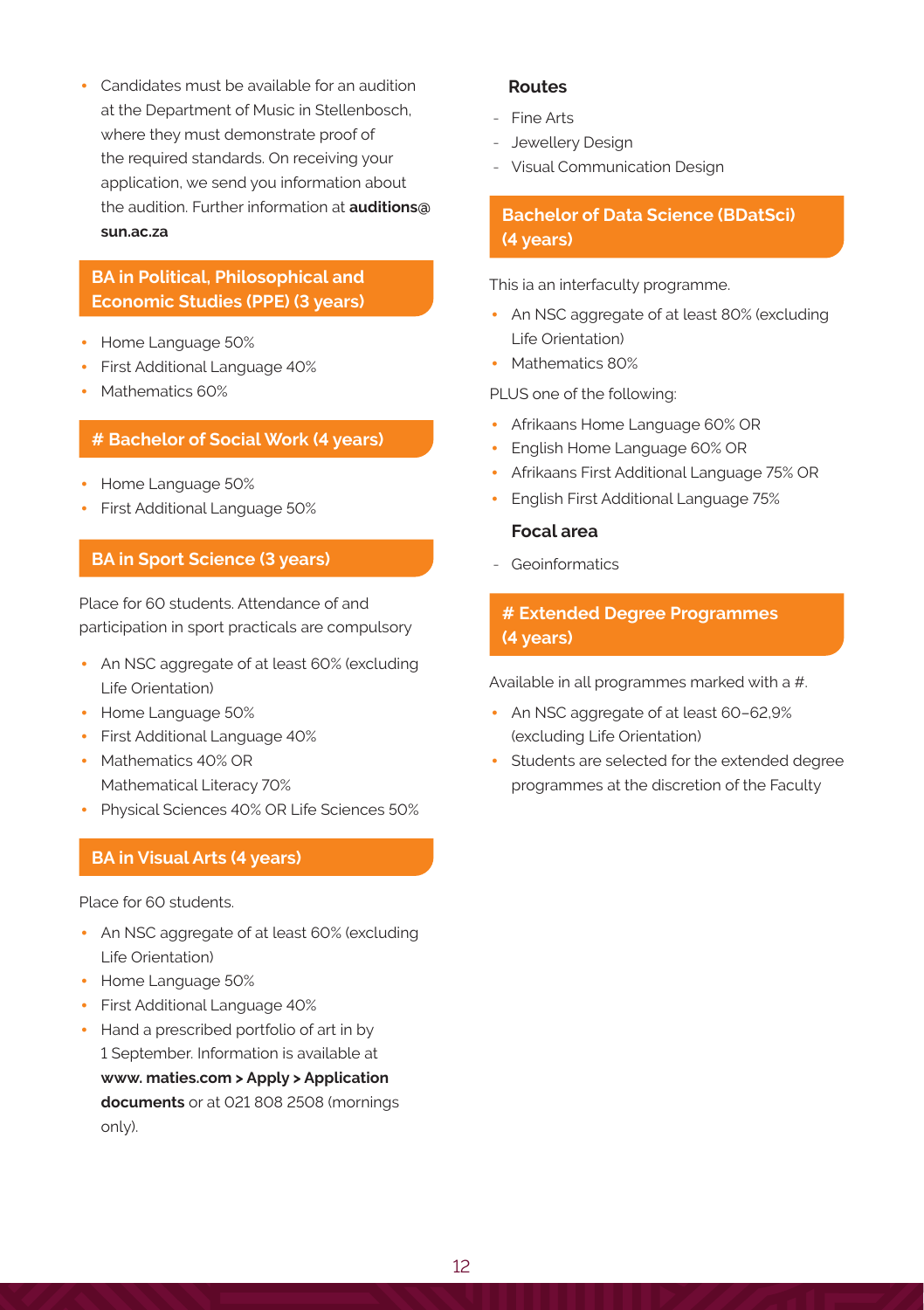- Candidates must be available for an audition at the Department of Music in Stellenbosch, where they must demonstrate proof of the required standards. On receiving your application, we send you information about the audition. Further information at **auditions@sun.ac.za**

## BA in Political, Philosophical and Economic Studies (PPE) (3 years)

- Home Language 50%
- First Additional Language 40%
- Mathematics 60%

## # Bachelor of Social Work (4 years)

- Home Language 50%
- First Additional Language 50%

## BA in Sport Science (3 years)

Place for 60 students. Attendance of and participation in sport practicals are compulsory

- An NSC aggregate of at least 60% (excluding Life Orientation)
- Home Language 50%
- First Additional Language 40%
- Mathematics 40% OR Mathematical Literacy 70%
- Physical Sciences 40% OR Life Sciences 50%

## BA in Visual Arts (4 years)

Place for 60 students.

- An NSC aggregate of at least 60% (excluding Life Orientation)
- Home Language 50%
- First Additional Language 40%
- Hand a prescribed portfolio of art in by 1 September. Information is available at **www. maties.com > Apply > Application documents** or at 021 808 2508 (mornings only).

### Routes

- Fine Arts
- Jewellery Design
- Visual Communication Design

## Bachelor of Data Science (BDatSci) (4 years)

This ia an interfaculty programme.

- An NSC aggregate of at least 80% (excluding Life Orientation)
- Mathematics 80%

PLUS one of the following:

- Afrikaans Home Language 60% OR
- English Home Language 60% OR
- Afrikaans First Additional Language 75% OR
- English First Additional Language 75%

### Focal area

- Geoinformatics

## # Extended Degree Programmes (4 years)

Available in all programmes marked with a #.

- An NSC aggregate of at least 60–62,9% (excluding Life Orientation)
- Students are selected for the extended degree programmes at the discretion of the Faculty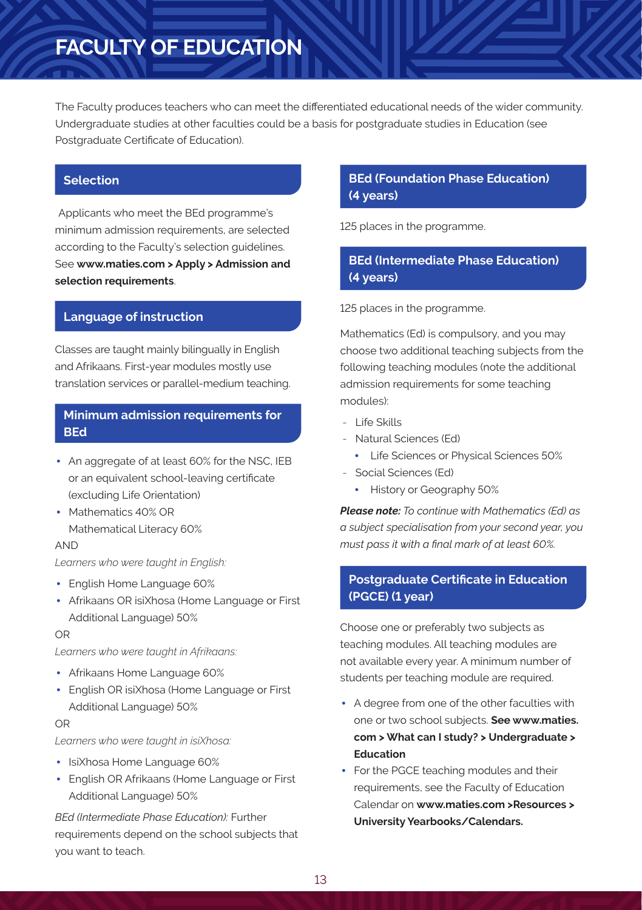# FACULTY OF EDUCATION

The Faculty produces teachers who can meet the differentiated educational needs of the wider community. Undergraduate studies at other faculties could be a basis for postgraduate studies in Education (see Postgraduate Certificate of Education).

## Selection

Applicants who meet the BEd programme's minimum admission requirements, are selected according to the Faculty's selection guidelines. See **www.maties.com > Apply > Admission and selection requirements**.

## Language of instruction

Classes are taught mainly bilingually in English and Afrikaans. First-year modules mostly use translation services or parallel-medium teaching.

## Minimum admission requirements for BEd

- An aggregate of at least 60% for the NSC, IEB or an equivalent school-leaving certificate (excluding Life Orientation)
- Mathematics 40% OR Mathematical Literacy 60%

AND

*Learners who were taught in English:*

- English Home Language 60%
- Afrikaans OR isiXhosa (Home Language or First Additional Language) 50%

OR

*Learners who were taught in Afrikaans:*

- Afrikaans Home Language 60%
- English OR isiXhosa (Home Language or First Additional Language) 50%

OR

*Learners who were taught in isiXhosa:*

- IsiXhosa Home Language 60%
- English OR Afrikaans (Home Language or First Additional Language) 50%

*BEd (Intermediate Phase Education):* Further requirements depend on the school subjects that you want to teach.

## BEd (Foundation Phase Education) (4 years)

125 places in the programme.

## BEd (Intermediate Phase Education) (4 years)

125 places in the programme.

Mathematics (Ed) is compulsory, and you may choose two additional teaching subjects from the following teaching modules (note the additional admission requirements for some teaching modules):

- Life Skills
- Natural Sciences (Ed)
  - Life Sciences or Physical Sciences 50%
- Social Sciences (Ed)
  - History or Geography 50%

***Please note:*** *To continue with Mathematics (Ed) as a subject specialisation from your second year, you must pass it with a final mark of at least 60%.*

## Postgraduate Certificate in Education (PGCE) (1 year)

Choose one or preferably two subjects as teaching modules. All teaching modules are not available every year. A minimum number of students per teaching module are required.

- A degree from one of the other faculties with one or two school subjects. **See www.maties.com > What can I study? > Undergraduate > Education**
- For the PGCE teaching modules and their requirements, see the Faculty of Education Calendar on **www.maties.com >Resources > University Yearbooks/Calendars.**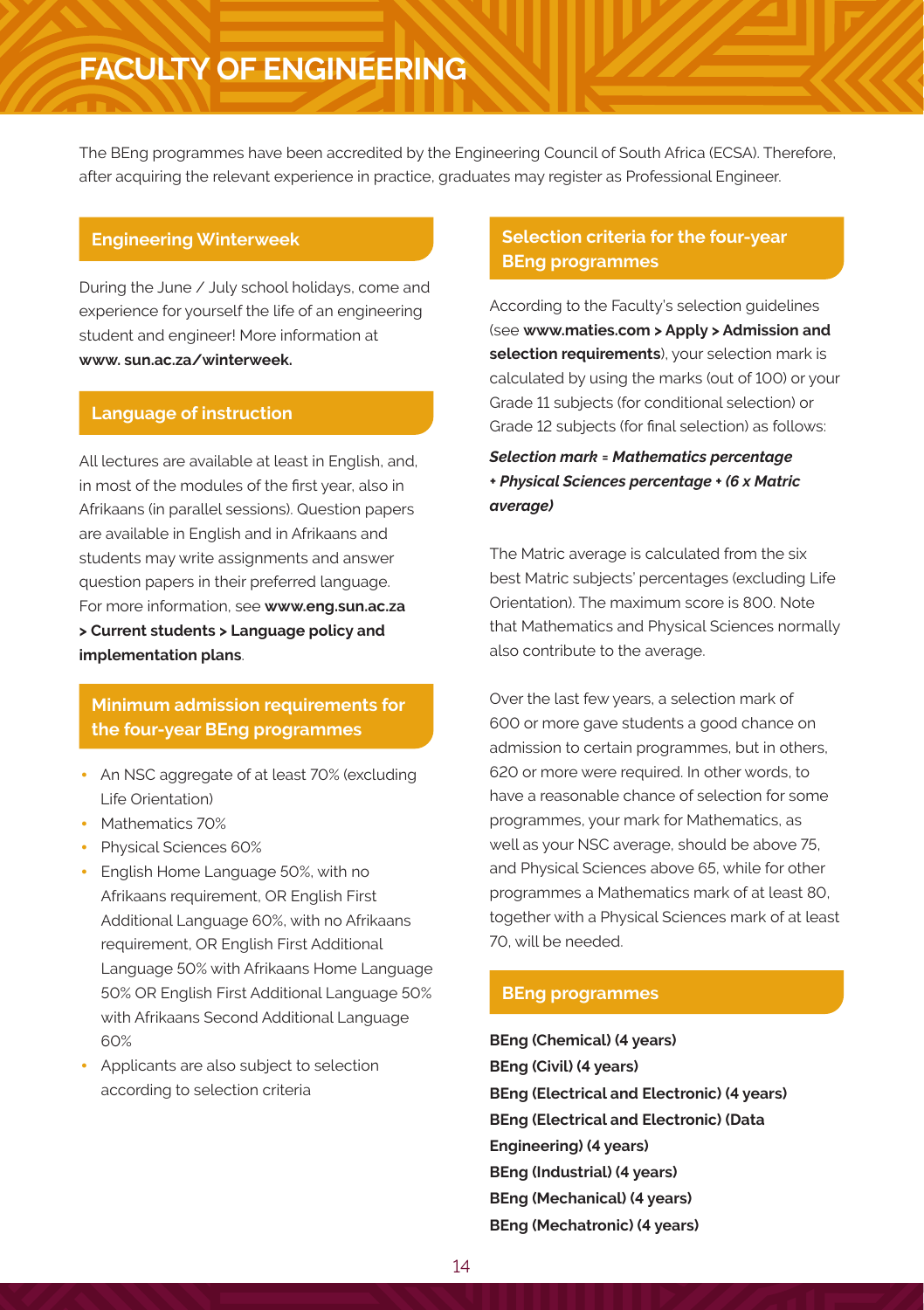# FACULTY OF ENGINEERING

The BEng programmes have been accredited by the Engineering Council of South Africa (ECSA). Therefore, after acquiring the relevant experience in practice, graduates may register as Professional Engineer.

## Engineering Winterweek

During the June / July school holidays, come and experience for yourself the life of an engineering student and engineer! More information at **www. sun.ac.za/winterweek.**

## Language of instruction

All lectures are available at least in English, and, in most of the modules of the first year, also in Afrikaans (in parallel sessions). Question papers are available in English and in Afrikaans and students may write assignments and answer question papers in their preferred language. For more information, see **www.eng.sun.ac.za > Current students > Language policy and implementation plans**.

## Minimum admission requirements for the four-year BEng programmes

- An NSC aggregate of at least 70% (excluding Life Orientation)
- Mathematics 70%
- Physical Sciences 60%
- English Home Language 50%, with no Afrikaans requirement, OR English First Additional Language 60%, with no Afrikaans requirement, OR English First Additional Language 50% with Afrikaans Home Language 50% OR English First Additional Language 50% with Afrikaans Second Additional Language 60%
- Applicants are also subject to selection according to selection criteria

## Selection criteria for the four-year BEng programmes

According to the Faculty's selection guidelines (see **www.maties.com > Apply > Admission and selection requirements**), your selection mark is calculated by using the marks (out of 100) or your Grade 11 subjects (for conditional selection) or Grade 12 subjects (for final selection) as follows:

***Selection mark = Mathematics percentage + Physical Sciences percentage + (6 x Matric average)***

The Matric average is calculated from the six best Matric subjects' percentages (excluding Life Orientation). The maximum score is 800. Note that Mathematics and Physical Sciences normally also contribute to the average.

Over the last few years, a selection mark of 600 or more gave students a good chance on admission to certain programmes, but in others, 620 or more were required. In other words, to have a reasonable chance of selection for some programmes, your mark for Mathematics, as well as your NSC average, should be above 75, and Physical Sciences above 65, while for other programmes a Mathematics mark of at least 80, together with a Physical Sciences mark of at least 70, will be needed.

## BEng programmes

**BEng (Chemical) (4 years)**
**BEng (Civil) (4 years)**
**BEng (Electrical and Electronic) (4 years)**
**BEng (Electrical and Electronic) (Data Engineering) (4 years)**
**BEng (Industrial) (4 years)**
**BEng (Mechanical) (4 years)**
**BEng (Mechatronic) (4 years)**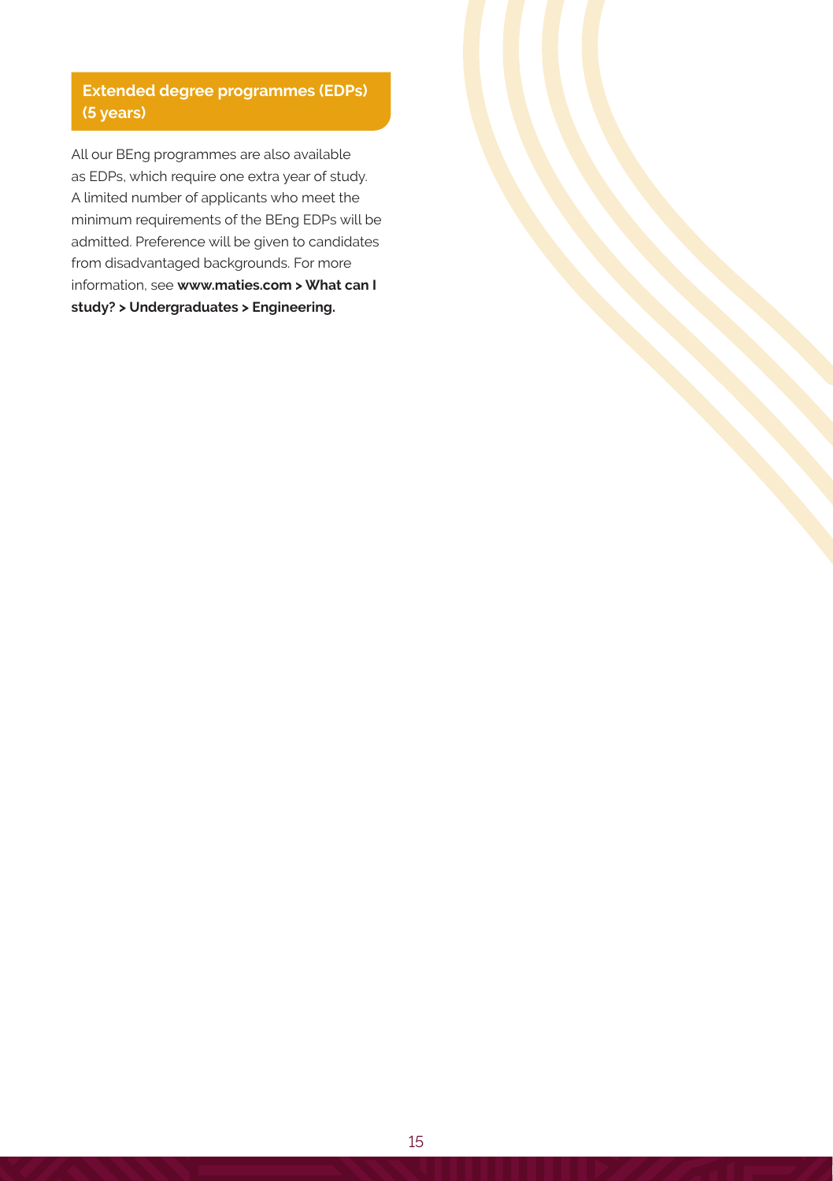## Extended degree programmes (EDPs) (5 years)

All our BEng programmes are also available as EDPs, which require one extra year of study. A limited number of applicants who meet the minimum requirements of the BEng EDPs will be admitted. Preference will be given to candidates from disadvantaged backgrounds. For more information, see **www.maties.com > What can I study? > Undergraduates > Engineering.**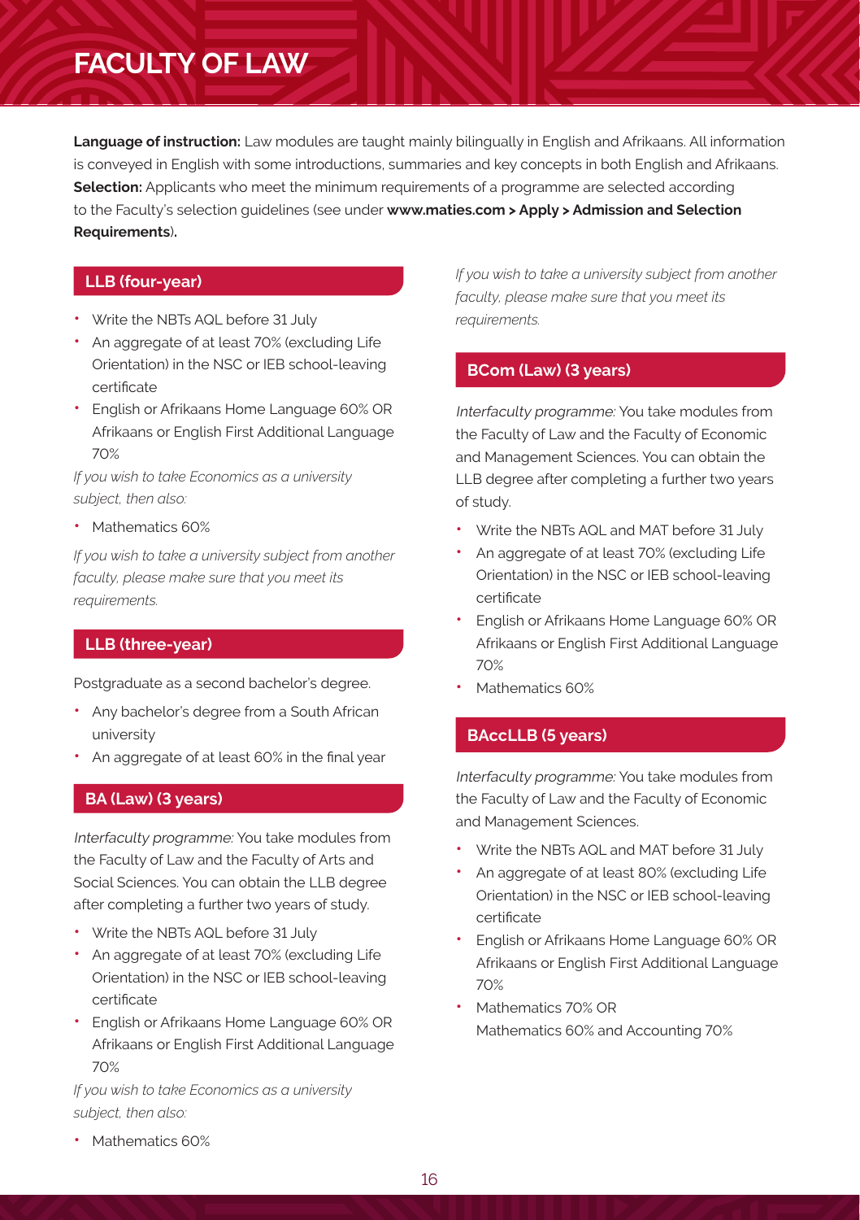# FACULTY OF LAW

**Language of instruction:** Law modules are taught mainly bilingually in English and Afrikaans. All information is conveyed in English with some introductions, summaries and key concepts in both English and Afrikaans.
**Selection:** Applicants who meet the minimum requirements of a programme are selected according to the Faculty's selection guidelines (see under **www.maties.com > Apply > Admission and Selection Requirements**).

## LLB (four-year)

- Write the NBTs AQL before 31 July
- An aggregate of at least 70% (excluding Life Orientation) in the NSC or IEB school-leaving certificate
- English or Afrikaans Home Language 60% OR Afrikaans or English First Additional Language 70%

*If you wish to take Economics as a university subject, then also:*

- Mathematics 60%

*If you wish to take a university subject from another faculty, please make sure that you meet its requirements.*

## LLB (three-year)

Postgraduate as a second bachelor's degree.

- Any bachelor's degree from a South African university
- An aggregate of at least 60% in the final year

## BA (Law) (3 years)

*Interfaculty programme:* You take modules from the Faculty of Law and the Faculty of Arts and Social Sciences. You can obtain the LLB degree after completing a further two years of study.

- Write the NBTs AQL before 31 July
- An aggregate of at least 70% (excluding Life Orientation) in the NSC or IEB school-leaving certificate
- English or Afrikaans Home Language 60% OR Afrikaans or English First Additional Language 70%

*If you wish to take Economics as a university subject, then also:*

- Mathematics 60%

*If you wish to take a university subject from another faculty, please make sure that you meet its requirements.*

## BCom (Law) (3 years)

*Interfaculty programme:* You take modules from the Faculty of Law and the Faculty of Economic and Management Sciences. You can obtain the LLB degree after completing a further two years of study.

- Write the NBTs AQL and MAT before 31 July
- An aggregate of at least 70% (excluding Life Orientation) in the NSC or IEB school-leaving certificate
- English or Afrikaans Home Language 60% OR Afrikaans or English First Additional Language 70%
- Mathematics 60%

## BAccLLB (5 years)

*Interfaculty programme:* You take modules from the Faculty of Law and the Faculty of Economic and Management Sciences.

- Write the NBTs AQL and MAT before 31 July
- An aggregate of at least 80% (excluding Life Orientation) in the NSC or IEB school-leaving certificate
- English or Afrikaans Home Language 60% OR Afrikaans or English First Additional Language 70%
- Mathematics 70% OR
  Mathematics 60% and Accounting 70%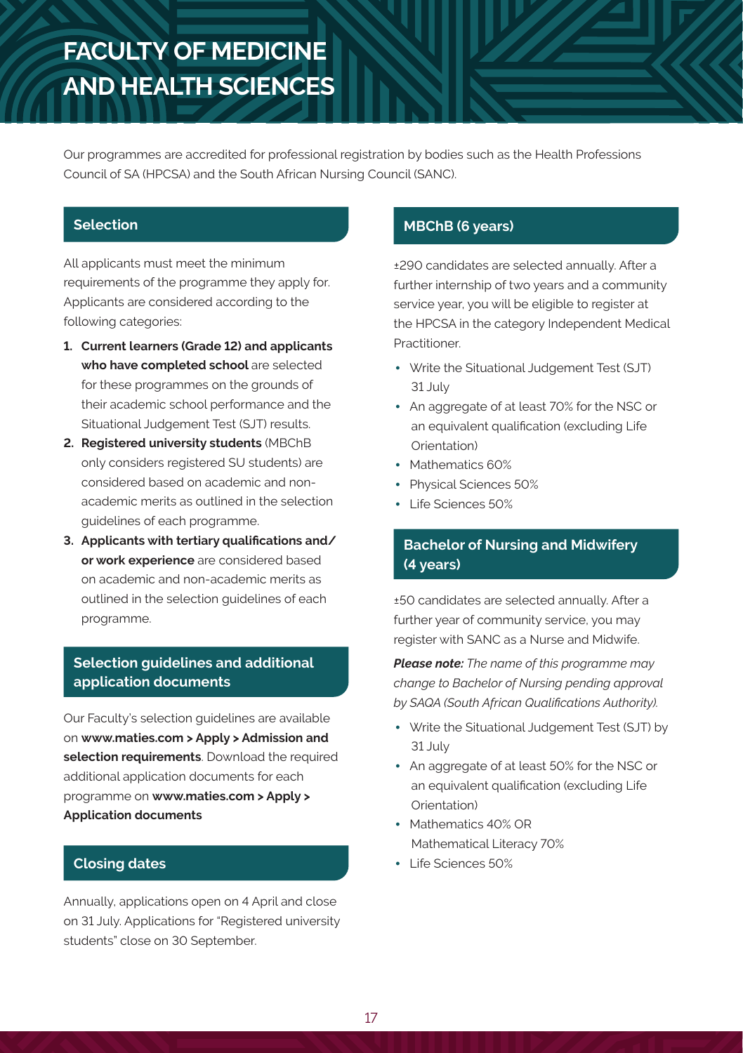# FACULTY OF MEDICINE AND HEALTH SCIENCES

Our programmes are accredited for professional registration by bodies such as the Health Professions Council of SA (HPCSA) and the South African Nursing Council (SANC).

## Selection

All applicants must meet the minimum requirements of the programme they apply for. Applicants are considered according to the following categories:

1. **Current learners (Grade 12) and applicants who have completed school** are selected for these programmes on the grounds of their academic school performance and the Situational Judgement Test (SJT) results.
2. **Registered university students** (MBChB only considers registered SU students) are considered based on academic and non-academic merits as outlined in the selection guidelines of each programme.
3. **Applicants with tertiary qualifications and/or work experience** are considered based on academic and non-academic merits as outlined in the selection guidelines of each programme.

## Selection guidelines and additional application documents

Our Faculty's selection guidelines are available on **www.maties.com > Apply > Admission and selection requirements**. Download the required additional application documents for each programme on **www.maties.com > Apply > Application documents**

## Closing dates

Annually, applications open on 4 April and close on 31 July. Applications for "Registered university students" close on 30 September.

## MBChB (6 years)

±290 candidates are selected annually. After a further internship of two years and a community service year, you will be eligible to register at the HPCSA in the category Independent Medical Practitioner.

- Write the Situational Judgement Test (SJT) 31 July
- An aggregate of at least 70% for the NSC or an equivalent qualification (excluding Life Orientation)
- Mathematics 60%
- Physical Sciences 50%
- Life Sciences 50%

## Bachelor of Nursing and Midwifery (4 years)

±50 candidates are selected annually. After a further year of community service, you may register with SANC as a Nurse and Midwife.

***Please note:*** *The name of this programme may change to Bachelor of Nursing pending approval by SAQA (South African Qualifications Authority).*

- Write the Situational Judgement Test (SJT) by 31 July
- An aggregate of at least 50% for the NSC or an equivalent qualification (excluding Life Orientation)
- Mathematics 40% OR Mathematical Literacy 70%
- Life Sciences 50%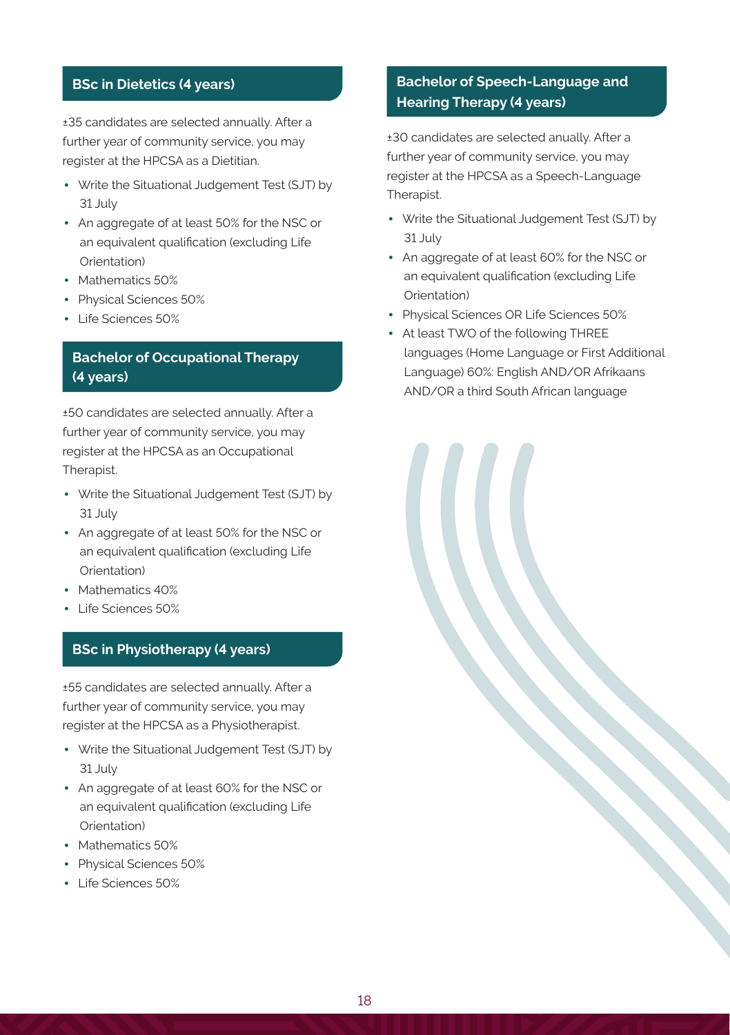## BSc in Dietetics (4 years)

±35 candidates are selected annually. After a further year of community service, you may register at the HPCSA as a Dietitian.

- Write the Situational Judgement Test (SJT) by 31 July
- An aggregate of at least 50% for the NSC or an equivalent qualification (excluding Life Orientation)
- Mathematics 50%
- Physical Sciences 50%
- Life Sciences 50%

## Bachelor of Occupational Therapy (4 years)

±50 candidates are selected annually. After a further year of community service, you may register at the HPCSA as an Occupational Therapist.

- Write the Situational Judgement Test (SJT) by 31 July
- An aggregate of at least 50% for the NSC or an equivalent qualification (excluding Life Orientation)
- Mathematics 40%
- Life Sciences 50%

## BSc in Physiotherapy (4 years)

±55 candidates are selected annually. After a further year of community service, you may register at the HPCSA as a Physiotherapist.

- Write the Situational Judgement Test (SJT) by 31 July
- An aggregate of at least 60% for the NSC or an equivalent qualification (excluding Life Orientation)
- Mathematics 50%
- Physical Sciences 50%
- Life Sciences 50%

## Bachelor of Speech-Language and Hearing Therapy (4 years)

±30 candidates are selected anually. After a further year of community service, you may register at the HPCSA as a Speech-Language Therapist.

- Write the Situational Judgement Test (SJT) by 31 July
- An aggregate of at least 60% for the NSC or an equivalent qualification (excluding Life Orientation)
- Physical Sciences OR Life Sciences 50%
- At least TWO of the following THREE languages (Home Language or First Additional Language) 60%: English AND/OR Afrikaans AND/OR a third South African language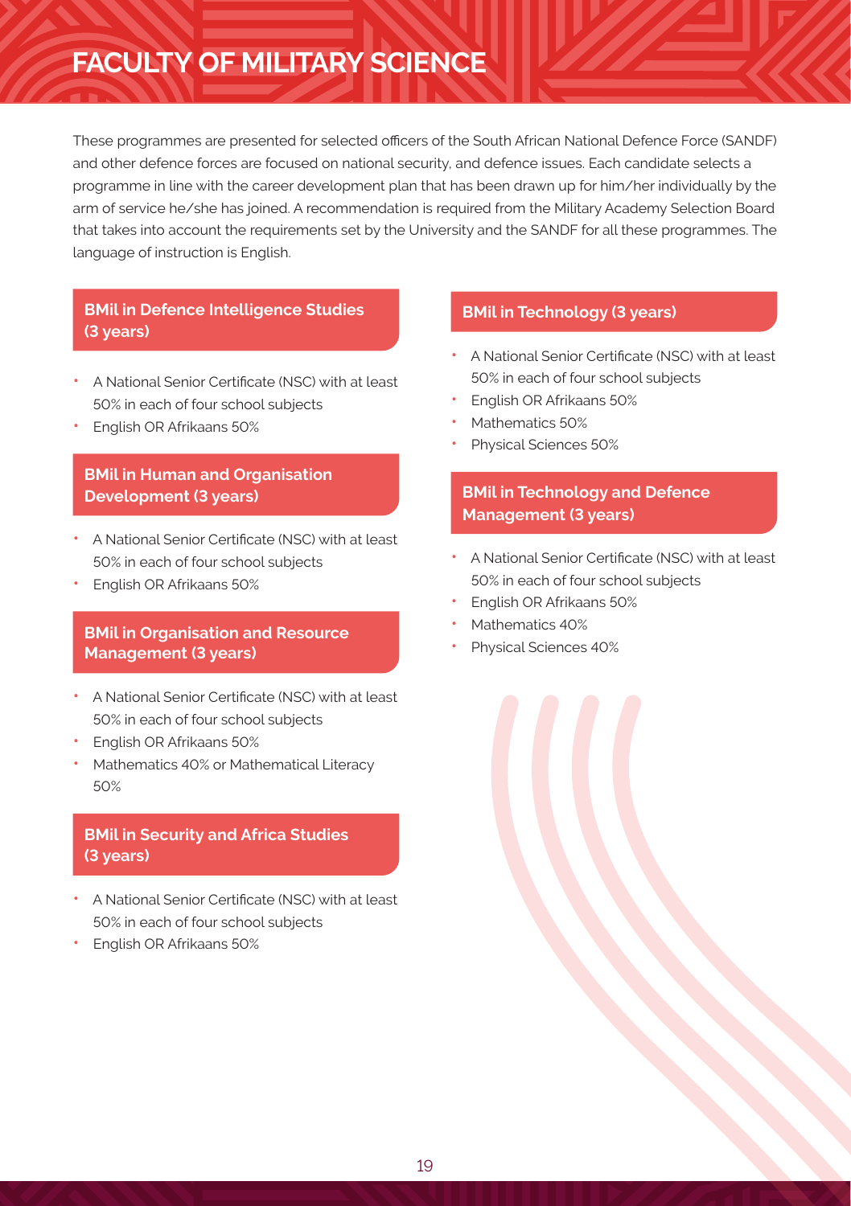# FACULTY OF MILITARY SCIENCE

These programmes are presented for selected officers of the South African National Defence Force (SANDF) and other defence forces are focused on national security, and defence issues. Each candidate selects a programme in line with the career development plan that has been drawn up for him/her individually by the arm of service he/she has joined. A recommendation is required from the Military Academy Selection Board that takes into account the requirements set by the University and the SANDF for all these programmes. The language of instruction is English.

## BMil in Defence Intelligence Studies (3 years)

- A National Senior Certificate (NSC) with at least 50% in each of four school subjects
- English OR Afrikaans 50%

## BMil in Human and Organisation Development (3 years)

- A National Senior Certificate (NSC) with at least 50% in each of four school subjects
- English OR Afrikaans 50%

## BMil in Organisation and Resource Management (3 years)

- A National Senior Certificate (NSC) with at least 50% in each of four school subjects
- English OR Afrikaans 50%
- Mathematics 40% or Mathematical Literacy 50%

## BMil in Security and Africa Studies (3 years)

- A National Senior Certificate (NSC) with at least 50% in each of four school subjects
- English OR Afrikaans 50%

## BMil in Technology (3 years)

- A National Senior Certificate (NSC) with at least 50% in each of four school subjects
- English OR Afrikaans 50%
- Mathematics 50%
- Physical Sciences 50%

## BMil in Technology and Defence Management (3 years)

- A National Senior Certificate (NSC) with at least 50% in each of four school subjects
- English OR Afrikaans 50%
- Mathematics 40%
- Physical Sciences 40%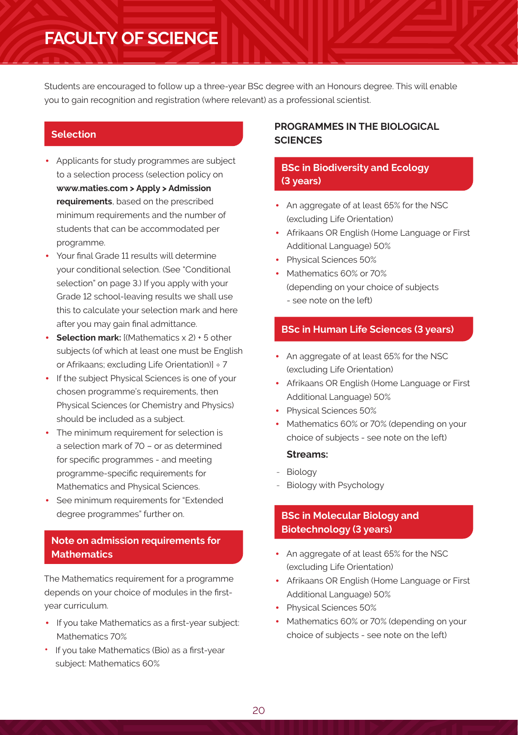# FACULTY OF SCIENCE

Students are encouraged to follow up a three-year BSc degree with an Honours degree. This will enable you to gain recognition and registration (where relevant) as a professional scientist.

## Selection

- Applicants for study programmes are subject to a selection process (selection policy on **www.maties.com > Apply > Admission requirements**, based on the prescribed minimum requirements and the number of students that can be accommodated per programme.
- Your final Grade 11 results will determine your conditional selection. (See "Conditional selection" on page 3.) If you apply with your Grade 12 school-leaving results we shall use this to calculate your selection mark and here after you may gain final admittance.
- **Selection mark:** [(Mathematics x 2) + 5 other subjects (of which at least one must be English or Afrikaans; excluding Life Orientation)] ÷ 7
- If the subject Physical Sciences is one of your chosen programme's requirements, then Physical Sciences (or Chemistry and Physics) should be included as a subject.
- The minimum requirement for selection is a selection mark of 70 – or as determined for specific programmes - and meeting programme-specific requirements for Mathematics and Physical Sciences.
- See minimum requirements for "Extended degree programmes" further on.

## Note on admission requirements for Mathematics

The Mathematics requirement for a programme depends on your choice of modules in the first-year curriculum.

- If you take Mathematics as a first-year subject: Mathematics 70%
- If you take Mathematics (Bio) as a first-year subject: Mathematics 60%

## PROGRAMMES IN THE BIOLOGICAL SCIENCES

### BSc in Biodiversity and Ecology (3 years)

- An aggregate of at least 65% for the NSC (excluding Life Orientation)
- Afrikaans OR English (Home Language or First Additional Language) 50%
- Physical Sciences 50%
- Mathematics 60% or 70% (depending on your choice of subjects - see note on the left)

### BSc in Human Life Sciences (3 years)

- An aggregate of at least 65% for the NSC (excluding Life Orientation)
- Afrikaans OR English (Home Language or First Additional Language) 50%
- Physical Sciences 50%
- Mathematics 60% or 70% (depending on your choice of subjects - see note on the left)

**Streams:**

- Biology
- Biology with Psychology

### BSc in Molecular Biology and Biotechnology (3 years)

- An aggregate of at least 65% for the NSC (excluding Life Orientation)
- Afrikaans OR English (Home Language or First Additional Language) 50%
- Physical Sciences 50%
- Mathematics 60% or 70% (depending on your choice of subjects - see note on the left)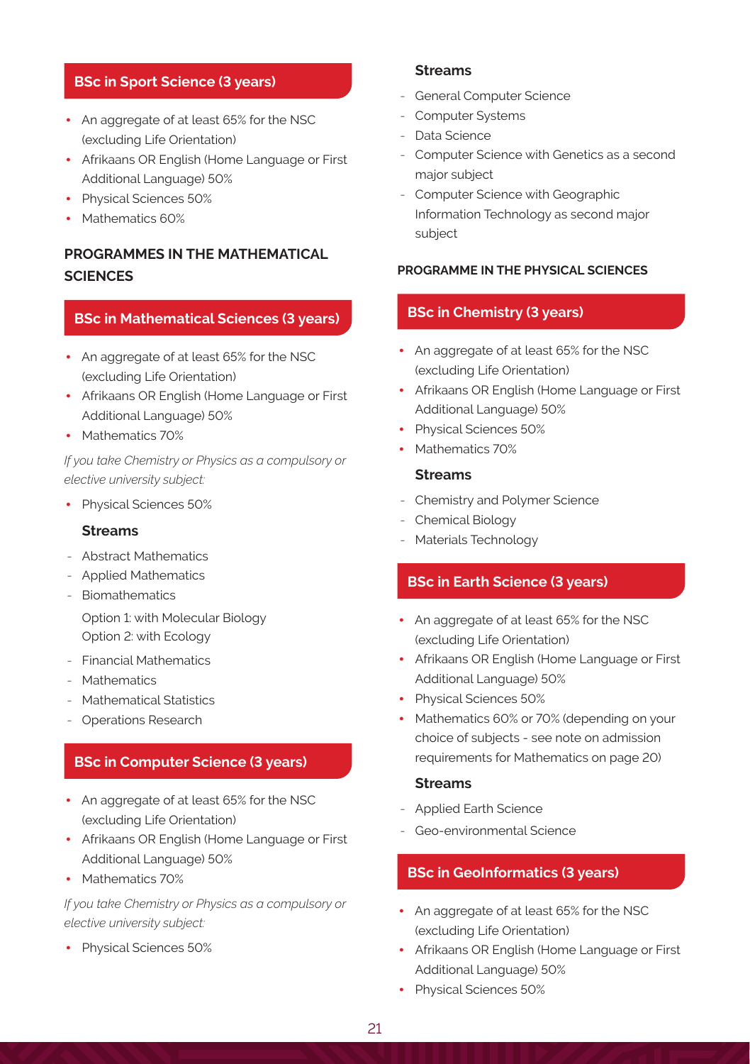### BSc in Sport Science (3 years)

- An aggregate of at least 65% for the NSC (excluding Life Orientation)
- Afrikaans OR English (Home Language or First Additional Language) 50%
- Physical Sciences 50%
- Mathematics 60%

## PROGRAMMES IN THE MATHEMATICAL SCIENCES

### BSc in Mathematical Sciences (3 years)

- An aggregate of at least 65% for the NSC (excluding Life Orientation)
- Afrikaans OR English (Home Language or First Additional Language) 50%
- Mathematics 70%

*If you take Chemistry or Physics as a compulsory or elective university subject:*

- Physical Sciences 50%

**Streams**

- Abstract Mathematics
- Applied Mathematics
- Biomathematics

  Option 1: with Molecular Biology
  Option 2: with Ecology
- Financial Mathematics
- Mathematics
- Mathematical Statistics
- Operations Research

### BSc in Computer Science (3 years)

- An aggregate of at least 65% for the NSC (excluding Life Orientation)
- Afrikaans OR English (Home Language or First Additional Language) 50%
- Mathematics 70%

*If you take Chemistry or Physics as a compulsory or elective university subject:*

- Physical Sciences 50%

**Streams**

- General Computer Science
- Computer Systems
- Data Science
- Computer Science with Genetics as a second major subject
- Computer Science with Geographic Information Technology as second major subject

## PROGRAMME IN THE PHYSICAL SCIENCES

### BSc in Chemistry (3 years)

- An aggregate of at least 65% for the NSC (excluding Life Orientation)
- Afrikaans OR English (Home Language or First Additional Language) 50%
- Physical Sciences 50%
- Mathematics 70%

**Streams**

- Chemistry and Polymer Science
- Chemical Biology
- Materials Technology

### BSc in Earth Science (3 years)

- An aggregate of at least 65% for the NSC (excluding Life Orientation)
- Afrikaans OR English (Home Language or First Additional Language) 50%
- Physical Sciences 50%
- Mathematics 60% or 70% (depending on your choice of subjects - see note on admission requirements for Mathematics on page 20)

**Streams**

- Applied Earth Science
- Geo-environmental Science

### BSc in GeoInformatics (3 years)

- An aggregate of at least 65% for the NSC (excluding Life Orientation)
- Afrikaans OR English (Home Language or First Additional Language) 50%
- Physical Sciences 50%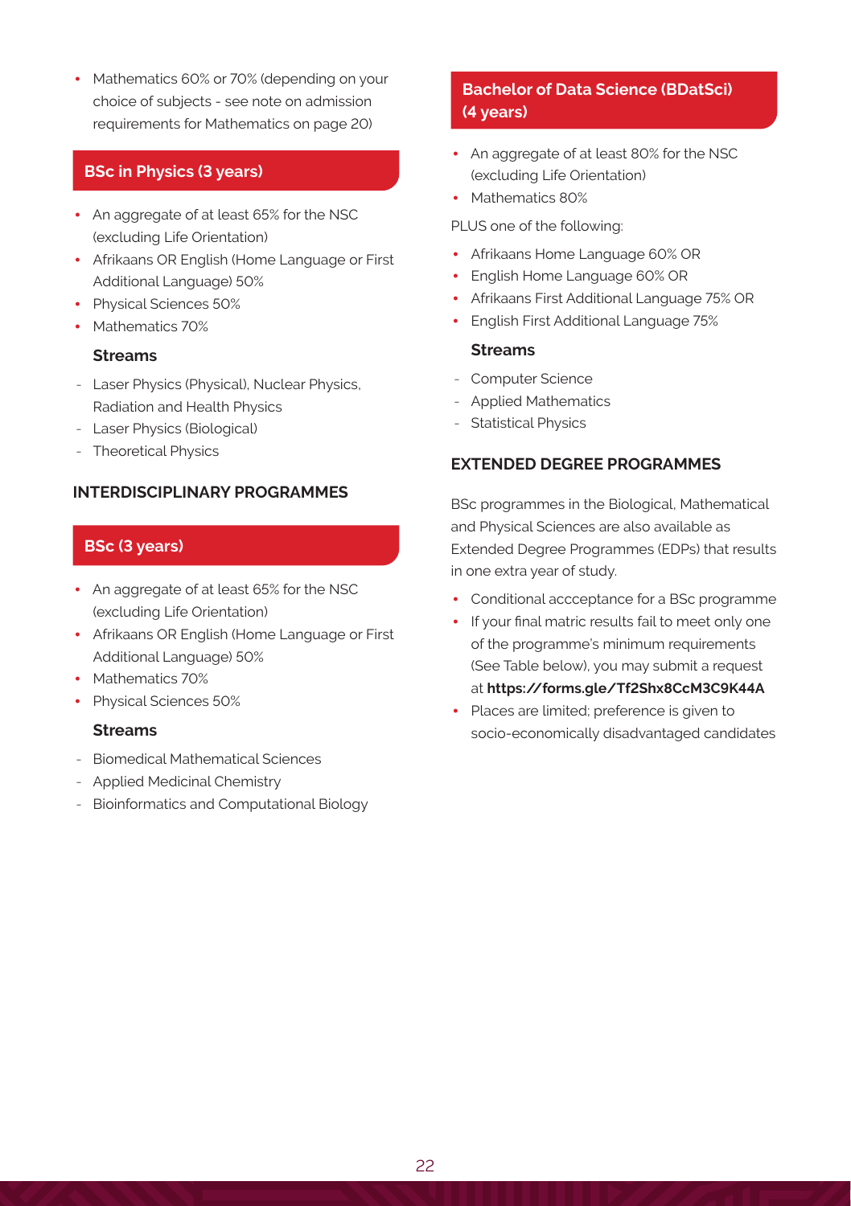- Mathematics 60% or 70% (depending on your choice of subjects - see note on admission requirements for Mathematics on page 20)

### BSc in Physics (3 years)

- An aggregate of at least 65% for the NSC (excluding Life Orientation)
- Afrikaans OR English (Home Language or First Additional Language) 50%
- Physical Sciences 50%
- Mathematics 70%

**Streams**

- Laser Physics (Physical), Nuclear Physics, Radiation and Health Physics
- Laser Physics (Biological)
- Theoretical Physics

## INTERDISCIPLINARY PROGRAMMES

### BSc (3 years)

- An aggregate of at least 65% for the NSC (excluding Life Orientation)
- Afrikaans OR English (Home Language or First Additional Language) 50%
- Mathematics 70%
- Physical Sciences 50%

**Streams**

- Biomedical Mathematical Sciences
- Applied Medicinal Chemistry
- Bioinformatics and Computational Biology

### Bachelor of Data Science (BDatSci) (4 years)

- An aggregate of at least 80% for the NSC (excluding Life Orientation)
- Mathematics 80%

PLUS one of the following:

- Afrikaans Home Language 60% OR
- English Home Language 60% OR
- Afrikaans First Additional Language 75% OR
- English First Additional Language 75%

**Streams**

- Computer Science
- Applied Mathematics
- Statistical Physics

## EXTENDED DEGREE PROGRAMMES

BSc programmes in the Biological, Mathematical and Physical Sciences are also available as Extended Degree Programmes (EDPs) that results in one extra year of study.

- Conditional accceptance for a BSc programme
- If your final matric results fail to meet only one of the programme's minimum requirements (See Table below), you may submit a request at **https://forms.gle/Tf2Shx8CcM3C9K44A**
- Places are limited; preference is given to socio-economically disadvantaged candidates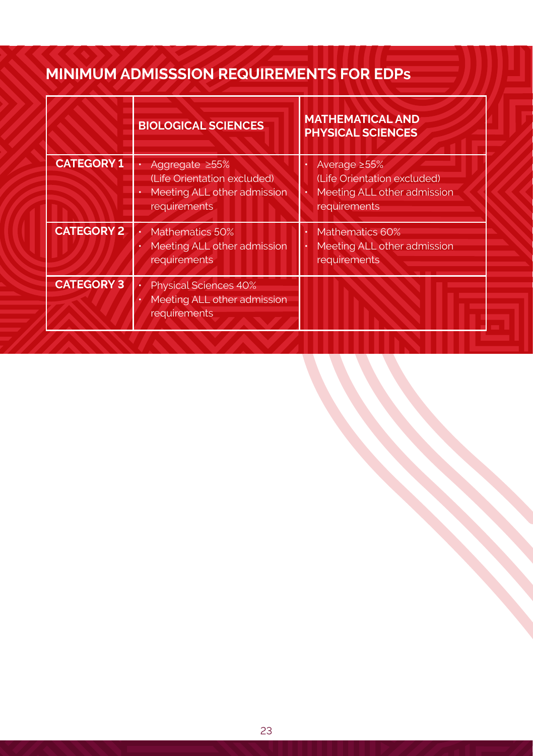## MINIMUM ADMISSSION REQUIREMENTS FOR EDPs

| | BIOLOGICAL SCIENCES | MATHEMATICAL AND PHYSICAL SCIENCES |
|---|---|---|
| **CATEGORY 1** | • Aggregate ≥55% (Life Orientation excluded) <br> • Meeting ALL other admission requirements | • Average ≥55% (Life Orientation excluded) <br> • Meeting ALL other admission requirements |
| **CATEGORY 2** | • Mathematics 50% <br> • Meeting ALL other admission requirements | • Mathematics 60% <br> • Meeting ALL other admission requirements |
| **CATEGORY 3** | • Physical Sciences 40% <br> • Meeting ALL other admission requirements | |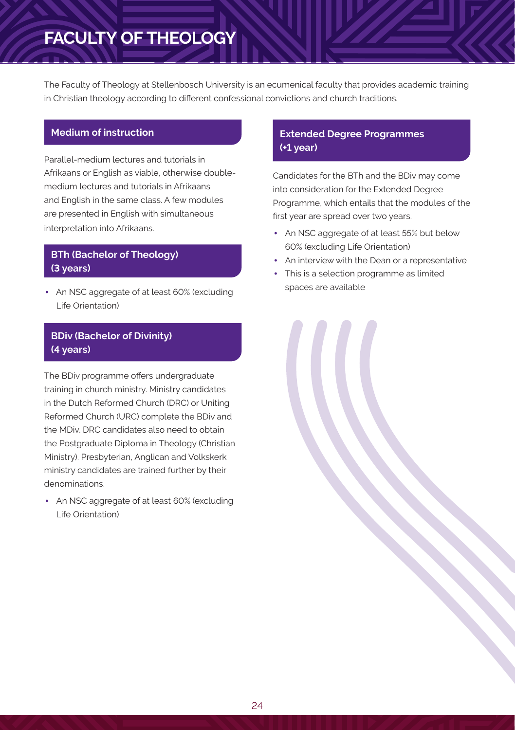# FACULTY OF THEOLOGY

The Faculty of Theology at Stellenbosch University is an ecumenical faculty that provides academic training in Christian theology according to different confessional convictions and church traditions.

## Medium of instruction

Parallel-medium lectures and tutorials in Afrikaans or English as viable, otherwise double-medium lectures and tutorials in Afrikaans and English in the same class. A few modules are presented in English with simultaneous interpretation into Afrikaans.

## BTh (Bachelor of Theology) (3 years)

- An NSC aggregate of at least 60% (excluding Life Orientation)

## BDiv (Bachelor of Divinity) (4 years)

The BDiv programme offers undergraduate training in church ministry. Ministry candidates in the Dutch Reformed Church (DRC) or Uniting Reformed Church (URC) complete the BDiv and the MDiv. DRC candidates also need to obtain the Postgraduate Diploma in Theology (Christian Ministry). Presbyterian, Anglican and Volkskerk ministry candidates are trained further by their denominations.

- An NSC aggregate of at least 60% (excluding Life Orientation)

## Extended Degree Programmes (+1 year)

Candidates for the BTh and the BDiv may come into consideration for the Extended Degree Programme, which entails that the modules of the first year are spread over two years.

- An NSC aggregate of at least 55% but below 60% (excluding Life Orientation)
- An interview with the Dean or a representative
- This is a selection programme as limited spaces are available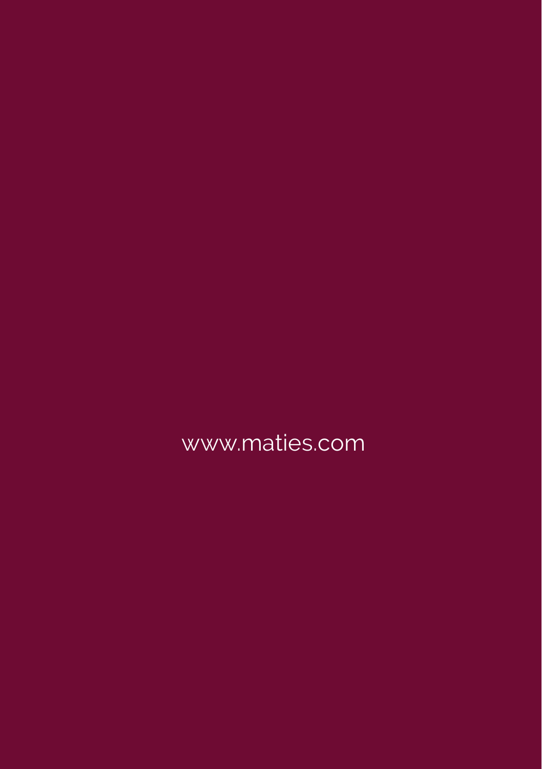www.maties.com